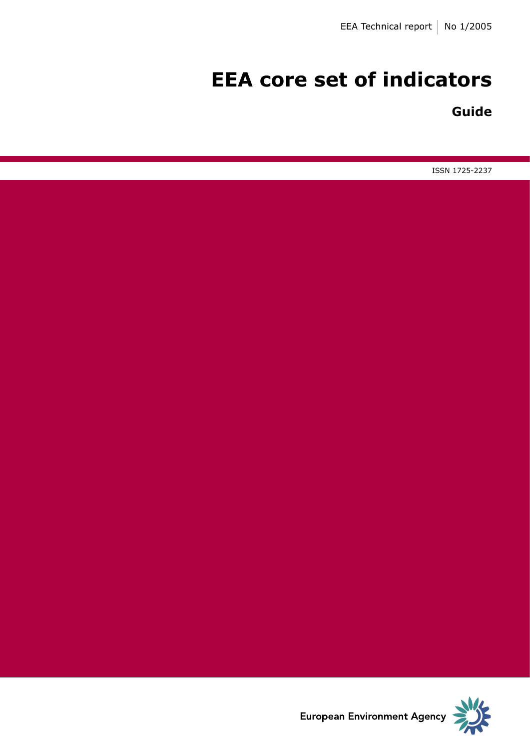EEA Technical report | No 1/2005

# EEA core set of indicators

## Guide

ISSN 1725-2237

European Environment Agency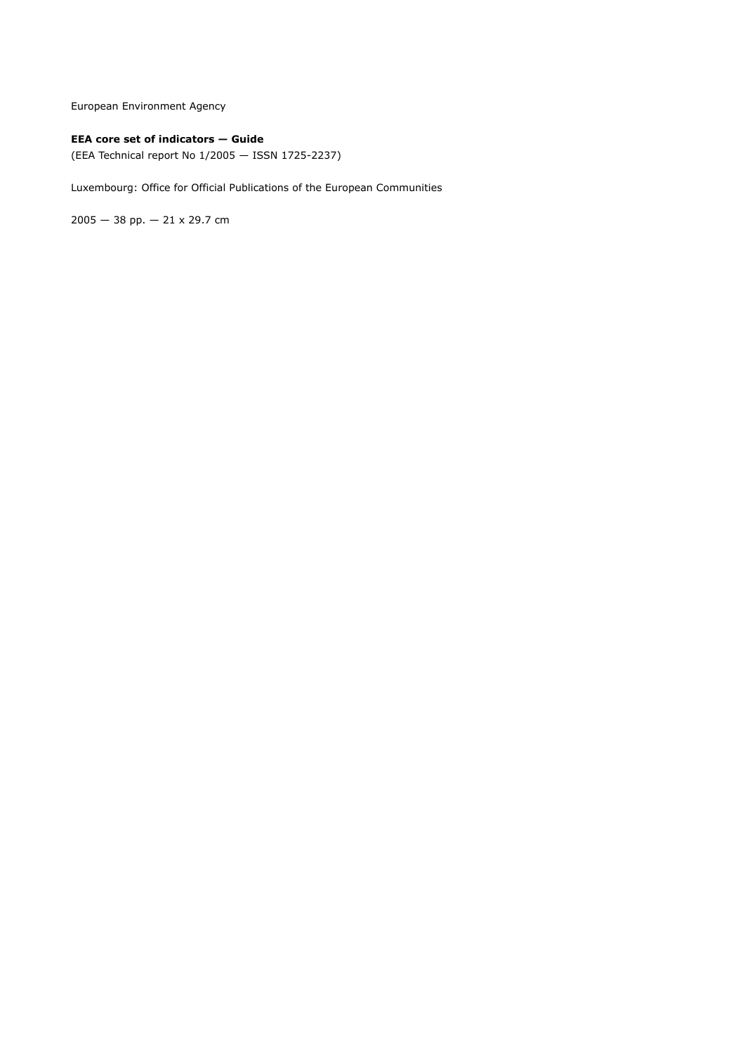European Environment Agency

**EEA core set of indicators — Guide**
(EEA Technical report No 1/2005 — ISSN 1725-2237)

Luxembourg: Office for Official Publications of the European Communities

2005 — 38 pp. — 21 x 29.7 cm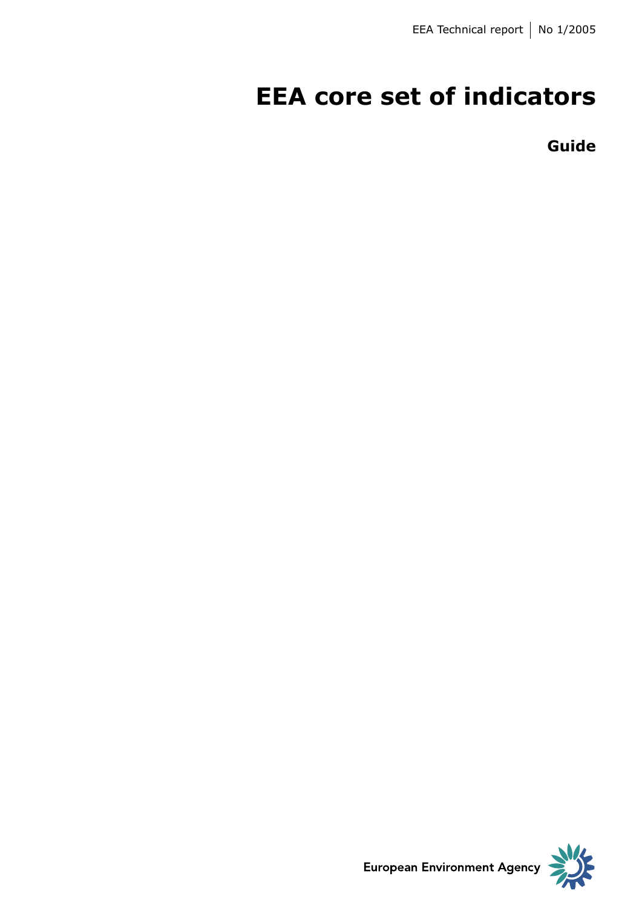EEA Technical report | No 1/2005

# EEA core set of indicators

## Guide

European Environment Agency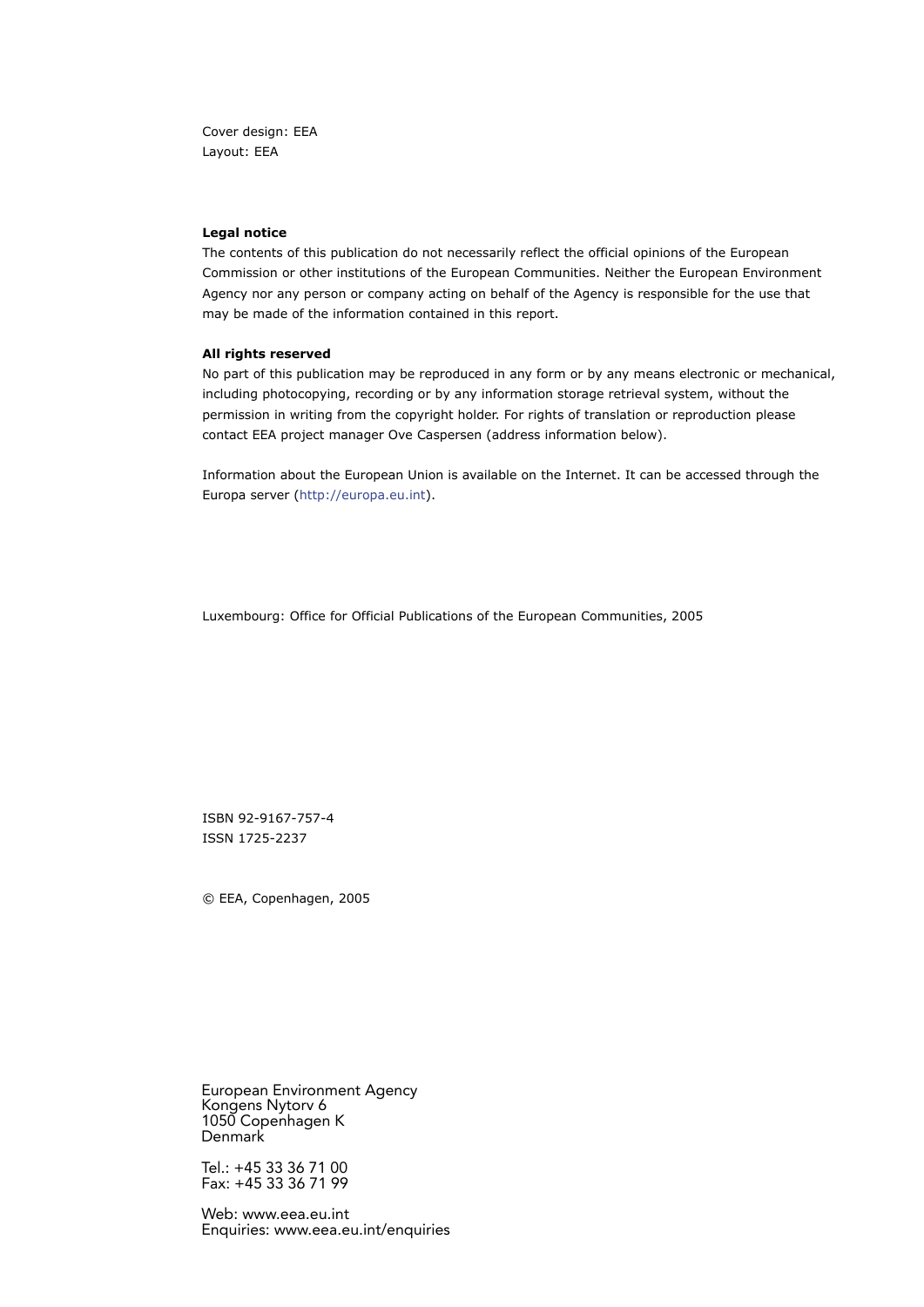Cover design: EEA
Layout: EEA

**Legal notice**

The contents of this publication do not necessarily reflect the official opinions of the European Commission or other institutions of the European Communities. Neither the European Environment Agency nor any person or company acting on behalf of the Agency is responsible for the use that may be made of the information contained in this report.

**All rights reserved**

No part of this publication may be reproduced in any form or by any means electronic or mechanical, including photocopying, recording or by any information storage retrieval system, without the permission in writing from the copyright holder. For rights of translation or reproduction please contact EEA project manager Ove Caspersen (address information below).

Information about the European Union is available on the Internet. It can be accessed through the Europa server (http://europa.eu.int).

Luxembourg: Office for Official Publications of the European Communities, 2005

ISBN 92-9167-757-4
ISSN 1725-2237

© EEA, Copenhagen, 2005

European Environment Agency
Kongens Nytorv 6
1050 Copenhagen K
Denmark

Tel.: +45 33 36 71 00
Fax: +45 33 36 71 99

Web: www.eea.eu.int
Enquiries: www.eea.eu.int/enquiries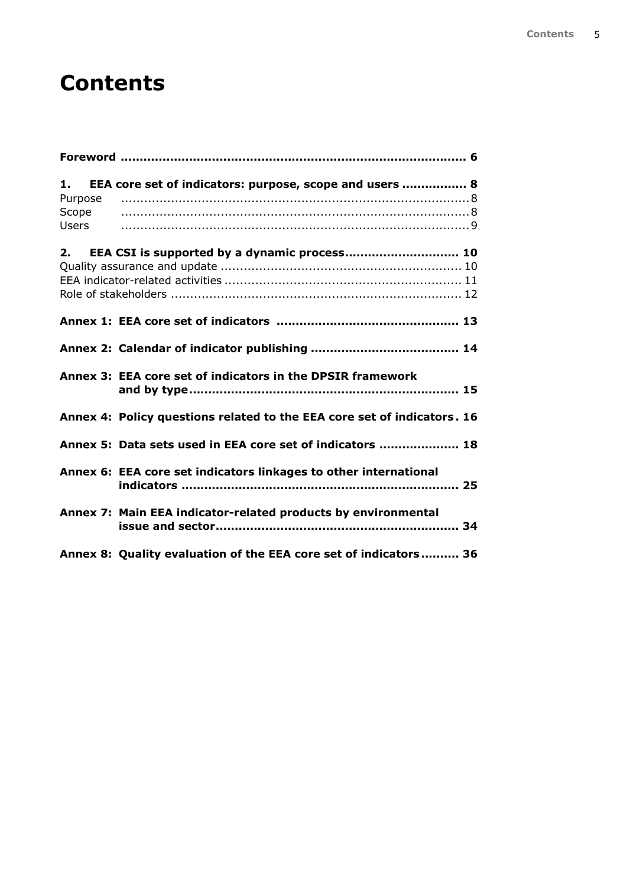# Contents

**Foreword ........................................................................................ 6**

**1. EEA core set of indicators: purpose, scope and users ................ 8**

Purpose .......................................................................................... 8

Scope .......................................................................................... 8

Users .......................................................................................... 9

**2. EEA CSI is supported by a dynamic process............................. 10**

Quality assurance and update ............................................................ 10

EEA indicator-related activities ........................................................... 11

Role of stakeholders .......................................................................... 12

**Annex 1: EEA core set of indicators ............................................... 13**

**Annex 2: Calendar of indicator publishing ...................................... 14**

**Annex 3: EEA core set of indicators in the DPSIR framework and by type...................................................................... 15**

**Annex 4: Policy questions related to the EEA core set of indicators. 16**

**Annex 5: Data sets used in EEA core set of indicators .................... 18**

**Annex 6: EEA core set indicators linkages to other international indicators ......................................................................... 25**

**Annex 7: Main EEA indicator-related products by environmental issue and sector.............................................................. 34**

**Annex 8: Quality evaluation of the EEA core set of indicators.......... 36**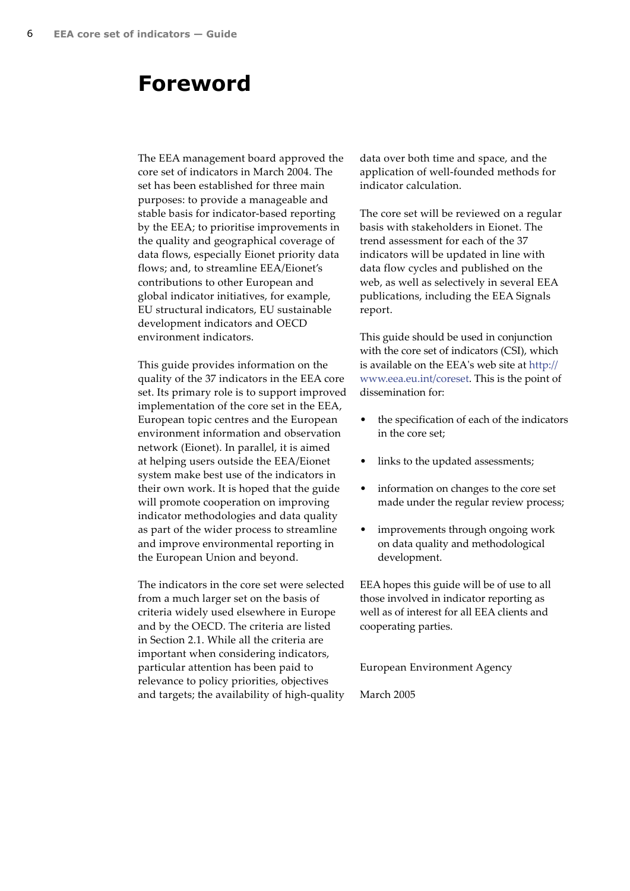# Foreword

The EEA management board approved the core set of indicators in March 2004. The set has been established for three main purposes: to provide a manageable and stable basis for indicator-based reporting by the EEA; to prioritise improvements in the quality and geographical coverage of data flows, especially Eionet priority data flows; and, to streamline EEA/Eionet's contributions to other European and global indicator initiatives, for example, EU structural indicators, EU sustainable development indicators and OECD environment indicators.

This guide provides information on the quality of the 37 indicators in the EEA core set. Its primary role is to support improved implementation of the core set in the EEA, European topic centres and the European environment information and observation network (Eionet). In parallel, it is aimed at helping users outside the EEA/Eionet system make best use of the indicators in their own work. It is hoped that the guide will promote cooperation on improving indicator methodologies and data quality as part of the wider process to streamline and improve environmental reporting in the European Union and beyond.

The indicators in the core set were selected from a much larger set on the basis of criteria widely used elsewhere in Europe and by the OECD. The criteria are listed in Section 2.1. While all the criteria are important when considering indicators, particular attention has been paid to relevance to policy priorities, objectives and targets; the availability of high-quality data over both time and space, and the application of well-founded methods for indicator calculation.

The core set will be reviewed on a regular basis with stakeholders in Eionet. The trend assessment for each of the 37 indicators will be updated in line with data flow cycles and published on the web, as well as selectively in several EEA publications, including the EEA Signals report.

This guide should be used in conjunction with the core set of indicators (CSI), which is available on the EEA's web site at http://www.eea.eu.int/coreset. This is the point of dissemination for:

- the specification of each of the indicators in the core set;
- links to the updated assessments;
- information on changes to the core set made under the regular review process;
- improvements through ongoing work on data quality and methodological development.

EEA hopes this guide will be of use to all those involved in indicator reporting as well as of interest for all EEA clients and cooperating parties.

European Environment Agency

March 2005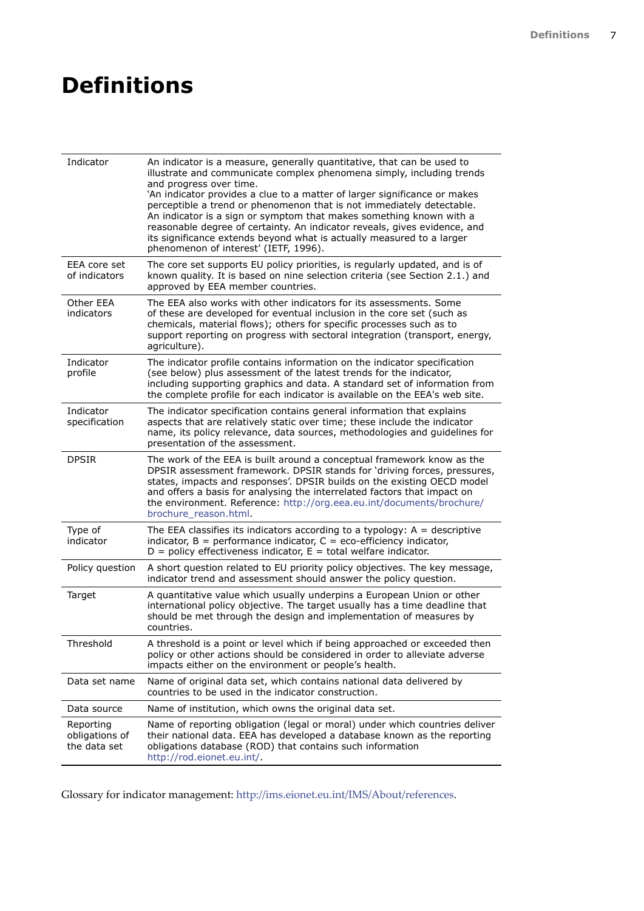# Definitions

| | |
|---|---|
| Indicator | An indicator is a measure, generally quantitative, that can be used to illustrate and communicate complex phenomena simply, including trends and progress over time. 'An indicator provides a clue to a matter of larger significance or makes perceptible a trend or phenomenon that is not immediately detectable. An indicator is a sign or symptom that makes something known with a reasonable degree of certainty. An indicator reveals, gives evidence, and its significance extends beyond what is actually measured to a larger phenomenon of interest' (IETF, 1996). |
| EEA core set of indicators | The core set supports EU policy priorities, is regularly updated, and is of known quality. It is based on nine selection criteria (see Section 2.1.) and approved by EEA member countries. |
| Other EEA indicators | The EEA also works with other indicators for its assessments. Some of these are developed for eventual inclusion in the core set (such as chemicals, material flows); others for specific processes such as to support reporting on progress with sectoral integration (transport, energy, agriculture). |
| Indicator profile | The indicator profile contains information on the indicator specification (see below) plus assessment of the latest trends for the indicator, including supporting graphics and data. A standard set of information from the complete profile for each indicator is available on the EEA's web site. |
| Indicator specification | The indicator specification contains general information that explains aspects that are relatively static over time; these include the indicator name, its policy relevance, data sources, methodologies and guidelines for presentation of the assessment. |
| DPSIR | The work of the EEA is built around a conceptual framework know as the DPSIR assessment framework. DPSIR stands for 'driving forces, pressures, states, impacts and responses'. DPSIR builds on the existing OECD model and offers a basis for analysing the interrelated factors that impact on the environment. Reference: http://org.eea.eu.int/documents/brochure/brochure_reason.html. |
| Type of indicator | The EEA classifies its indicators according to a typology: A = descriptive indicator, B = performance indicator, C = eco-efficiency indicator, D = policy effectiveness indicator, E = total welfare indicator. |
| Policy question | A short question related to EU priority policy objectives. The key message, indicator trend and assessment should answer the policy question. |
| Target | A quantitative value which usually underpins a European Union or other international policy objective. The target usually has a time deadline that should be met through the design and implementation of measures by countries. |
| Threshold | A threshold is a point or level which if being approached or exceeded then policy or other actions should be considered in order to alleviate adverse impacts either on the environment or people's health. |
| Data set name | Name of original data set, which contains national data delivered by countries to be used in the indicator construction. |
| Data source | Name of institution, which owns the original data set. |
| Reporting obligations of the data set | Name of reporting obligation (legal or moral) under which countries deliver their national data. EEA has developed a database known as the reporting obligations database (ROD) that contains such information http://rod.eionet.eu.int/. |

Glossary for indicator management: http://ims.eionet.eu.int/IMS/About/references.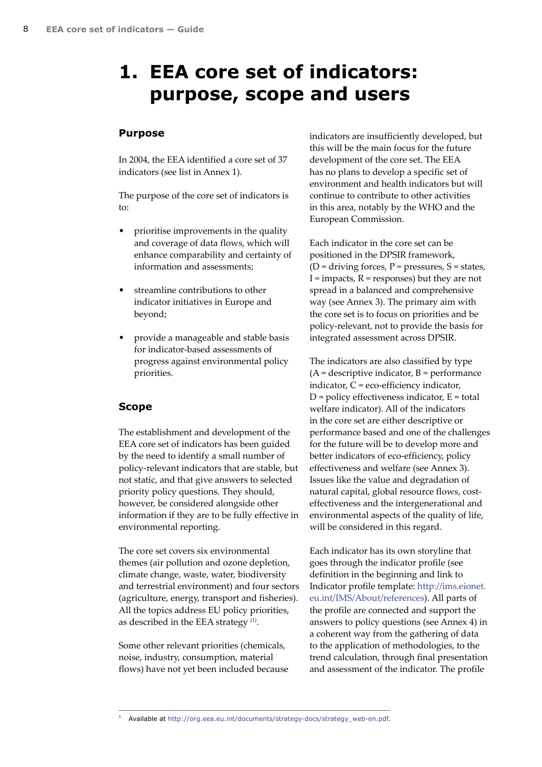# 1. EEA core set of indicators: purpose, scope and users

## Purpose

In 2004, the EEA identified a core set of 37 indicators (see list in Annex 1).

The purpose of the core set of indicators is to:

- prioritise improvements in the quality and coverage of data flows, which will enhance comparability and certainty of information and assessments;
- streamline contributions to other indicator initiatives in Europe and beyond;
- provide a manageable and stable basis for indicator-based assessments of progress against environmental policy priorities.

## Scope

The establishment and development of the EEA core set of indicators has been guided by the need to identify a small number of policy-relevant indicators that are stable, but not static, and that give answers to selected priority policy questions. They should, however, be considered alongside other information if they are to be fully effective in environmental reporting.

The core set covers six environmental themes (air pollution and ozone depletion, climate change, waste, water, biodiversity and terrestrial environment) and four sectors (agriculture, energy, transport and fisheries). All the topics address EU policy priorities, as described in the EEA strategy [1].

Some other relevant priorities (chemicals, noise, industry, consumption, material flows) have not yet been included because indicators are insufficiently developed, but this will be the main focus for the future development of the core set. The EEA has no plans to develop a specific set of environment and health indicators but will continue to contribute to other activities in this area, notably by the WHO and the European Commission.

Each indicator in the core set can be positioned in the DPSIR framework, (D = driving forces, P = pressures, S = states, I = impacts, R = responses) but they are not spread in a balanced and comprehensive way (see Annex 3). The primary aim with the core set is to focus on priorities and be policy-relevant, not to provide the basis for integrated assessment across DPSIR.

The indicators are also classified by type (A = descriptive indicator, B = performance indicator, C = eco-efficiency indicator, D = policy effectiveness indicator, E = total welfare indicator). All of the indicators in the core set are either descriptive or performance based and one of the challenges for the future will be to develop more and better indicators of eco-efficiency, policy effectiveness and welfare (see Annex 3). Issues like the value and degradation of natural capital, global resource flows, cost-effectiveness and the intergenerational and environmental aspects of the quality of life, will be considered in this regard.

Each indicator has its own storyline that goes through the indicator profile (see definition in the beginning and link to Indicator profile template: http://ims.eionet.eu.int/IMS/About/references). All parts of the profile are connected and support the answers to policy questions (see Annex 4) in a coherent way from the gathering of data to the application of methodologies, to the trend calculation, through final presentation and assessment of the indicator. The profile

[1] Available at http://org.eea.eu.int/documents/strategy-docs/strategy_web-en.pdf.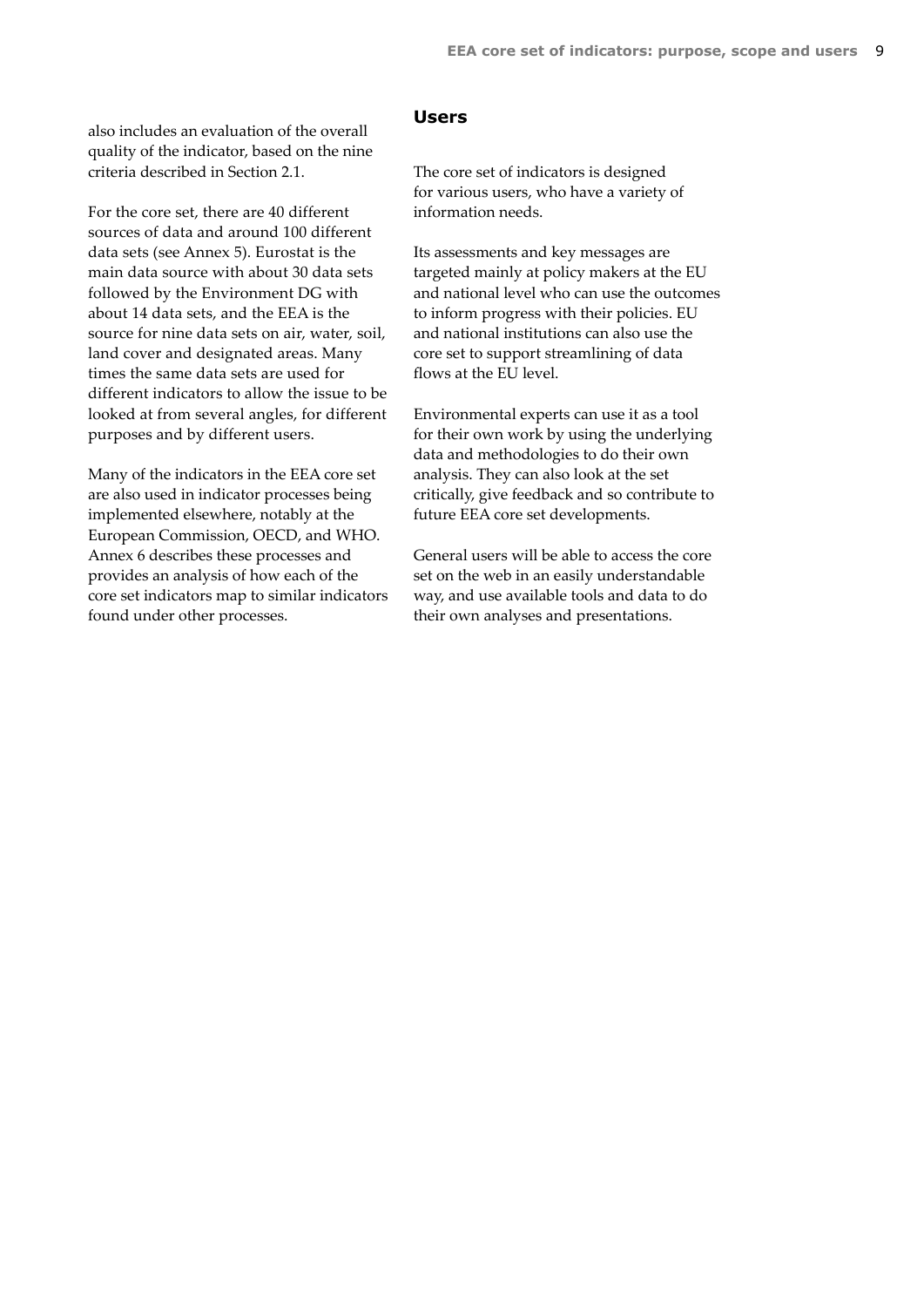also includes an evaluation of the overall quality of the indicator, based on the nine criteria described in Section 2.1.

For the core set, there are 40 different sources of data and around 100 different data sets (see Annex 5). Eurostat is the main data source with about 30 data sets followed by the Environment DG with about 14 data sets, and the EEA is the source for nine data sets on air, water, soil, land cover and designated areas. Many times the same data sets are used for different indicators to allow the issue to be looked at from several angles, for different purposes and by different users.

Many of the indicators in the EEA core set are also used in indicator processes being implemented elsewhere, notably at the European Commission, OECD, and WHO. Annex 6 describes these processes and provides an analysis of how each of the core set indicators map to similar indicators found under other processes.

### Users

The core set of indicators is designed for various users, who have a variety of information needs.

Its assessments and key messages are targeted mainly at policy makers at the EU and national level who can use the outcomes to inform progress with their policies. EU and national institutions can also use the core set to support streamlining of data flows at the EU level.

Environmental experts can use it as a tool for their own work by using the underlying data and methodologies to do their own analysis. They can also look at the set critically, give feedback and so contribute to future EEA core set developments.

General users will be able to access the core set on the web in an easily understandable way, and use available tools and data to do their own analyses and presentations.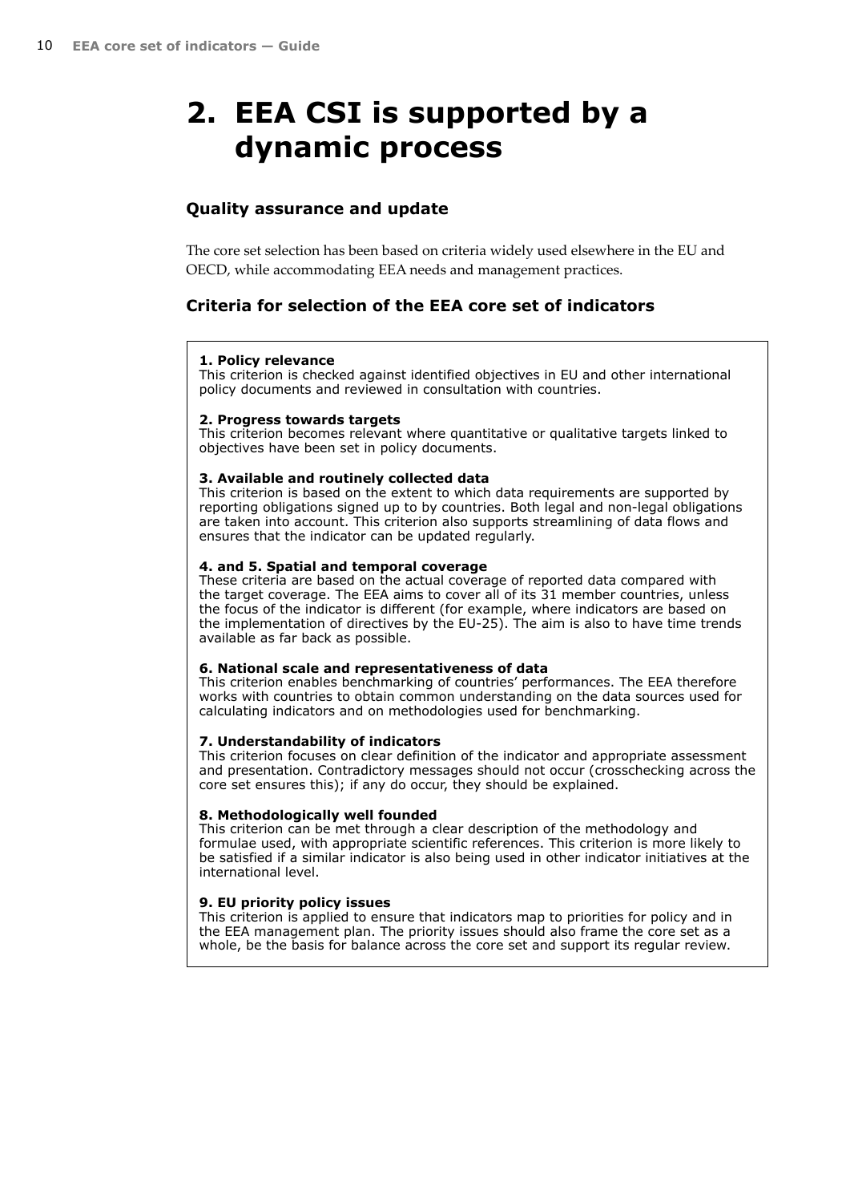# 2. EEA CSI is supported by a dynamic process

## Quality assurance and update

The core set selection has been based on criteria widely used elsewhere in the EU and OECD, while accommodating EEA needs and management practices.

## Criteria for selection of the EEA core set of indicators

**1. Policy relevance**
This criterion is checked against identified objectives in EU and other international policy documents and reviewed in consultation with countries.

**2. Progress towards targets**
This criterion becomes relevant where quantitative or qualitative targets linked to objectives have been set in policy documents.

**3. Available and routinely collected data**
This criterion is based on the extent to which data requirements are supported by reporting obligations signed up to by countries. Both legal and non-legal obligations are taken into account. This criterion also supports streamlining of data flows and ensures that the indicator can be updated regularly.

**4. and 5. Spatial and temporal coverage**
These criteria are based on the actual coverage of reported data compared with the target coverage. The EEA aims to cover all of its 31 member countries, unless the focus of the indicator is different (for example, where indicators are based on the implementation of directives by the EU-25). The aim is also to have time trends available as far back as possible.

**6. National scale and representativeness of data**
This criterion enables benchmarking of countries' performances. The EEA therefore works with countries to obtain common understanding on the data sources used for calculating indicators and on methodologies used for benchmarking.

**7. Understandability of indicators**
This criterion focuses on clear definition of the indicator and appropriate assessment and presentation. Contradictory messages should not occur (crosschecking across the core set ensures this); if any do occur, they should be explained.

**8. Methodologically well founded**
This criterion can be met through a clear description of the methodology and formulae used, with appropriate scientific references. This criterion is more likely to be satisfied if a similar indicator is also being used in other indicator initiatives at the international level.

**9. EU priority policy issues**
This criterion is applied to ensure that indicators map to priorities for policy and in the EEA management plan. The priority issues should also frame the core set as a whole, be the basis for balance across the core set and support its regular review.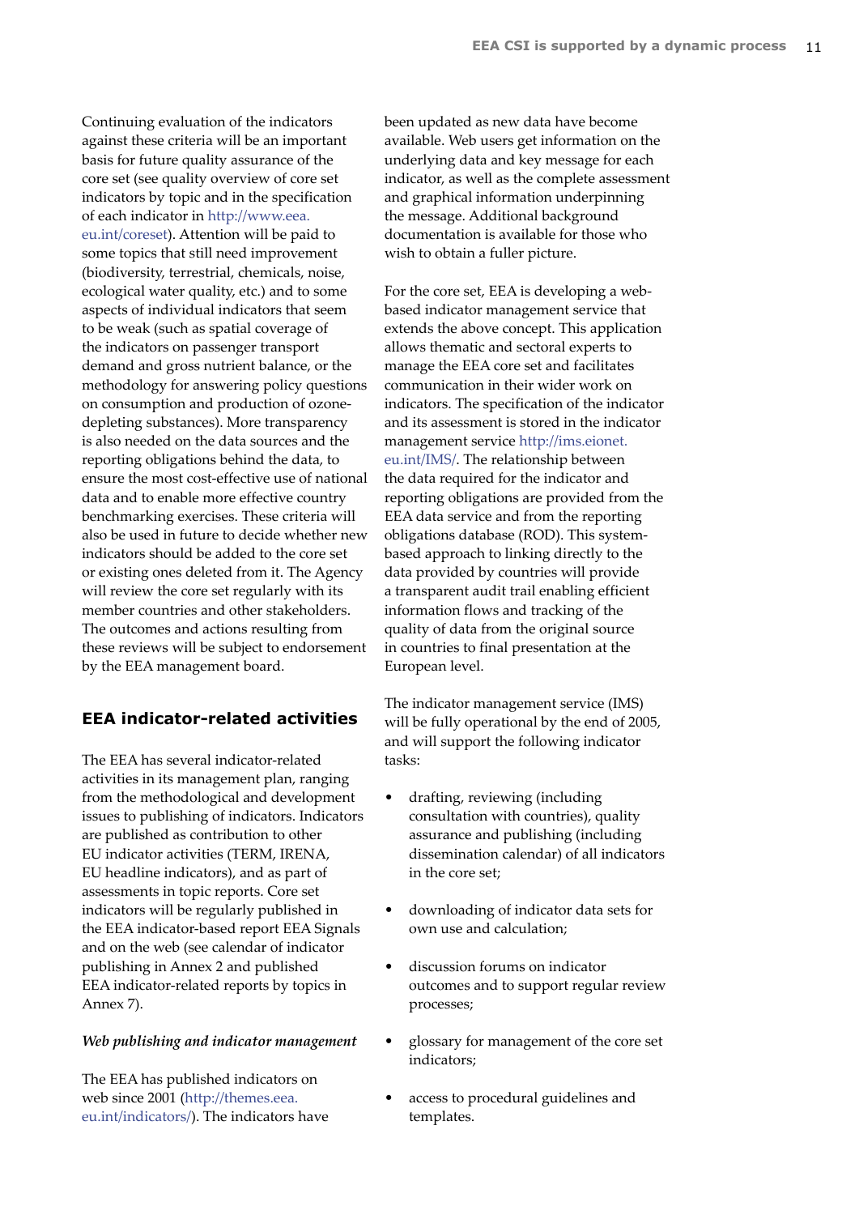Continuing evaluation of the indicators against these criteria will be an important basis for future quality assurance of the core set (see quality overview of core set indicators by topic and in the specification of each indicator in http://www.eea.eu.int/coreset). Attention will be paid to some topics that still need improvement (biodiversity, terrestrial, chemicals, noise, ecological water quality, etc.) and to some aspects of individual indicators that seem to be weak (such as spatial coverage of the indicators on passenger transport demand and gross nutrient balance, or the methodology for answering policy questions on consumption and production of ozone-depleting substances). More transparency is also needed on the data sources and the reporting obligations behind the data, to ensure the most cost-effective use of national data and to enable more effective country benchmarking exercises. These criteria will also be used in future to decide whether new indicators should be added to the core set or existing ones deleted from it. The Agency will review the core set regularly with its member countries and other stakeholders. The outcomes and actions resulting from these reviews will be subject to endorsement by the EEA management board.

## EEA indicator-related activities

The EEA has several indicator-related activities in its management plan, ranging from the methodological and development issues to publishing of indicators. Indicators are published as contribution to other EU indicator activities (TERM, IRENA, EU headline indicators), and as part of assessments in topic reports. Core set indicators will be regularly published in the EEA indicator-based report EEA Signals and on the web (see calendar of indicator publishing in Annex 2 and published EEA indicator-related reports by topics in Annex 7).

### *Web publishing and indicator management*

The EEA has published indicators on web since 2001 (http://themes.eea.eu.int/indicators/). The indicators have been updated as new data have become available. Web users get information on the underlying data and key message for each indicator, as well as the complete assessment and graphical information underpinning the message. Additional background documentation is available for those who wish to obtain a fuller picture.

For the core set, EEA is developing a web-based indicator management service that extends the above concept. This application allows thematic and sectoral experts to manage the EEA core set and facilitates communication in their wider work on indicators. The specification of the indicator and its assessment is stored in the indicator management service http://ims.eionet.eu.int/IMS/. The relationship between the data required for the indicator and reporting obligations are provided from the EEA data service and from the reporting obligations database (ROD). This system-based approach to linking directly to the data provided by countries will provide a transparent audit trail enabling efficient information flows and tracking of the quality of data from the original source in countries to final presentation at the European level.

The indicator management service (IMS) will be fully operational by the end of 2005, and will support the following indicator tasks:

- drafting, reviewing (including consultation with countries), quality assurance and publishing (including dissemination calendar) of all indicators in the core set;
- downloading of indicator data sets for own use and calculation;
- discussion forums on indicator outcomes and to support regular review processes;
- glossary for management of the core set indicators;
- access to procedural guidelines and templates.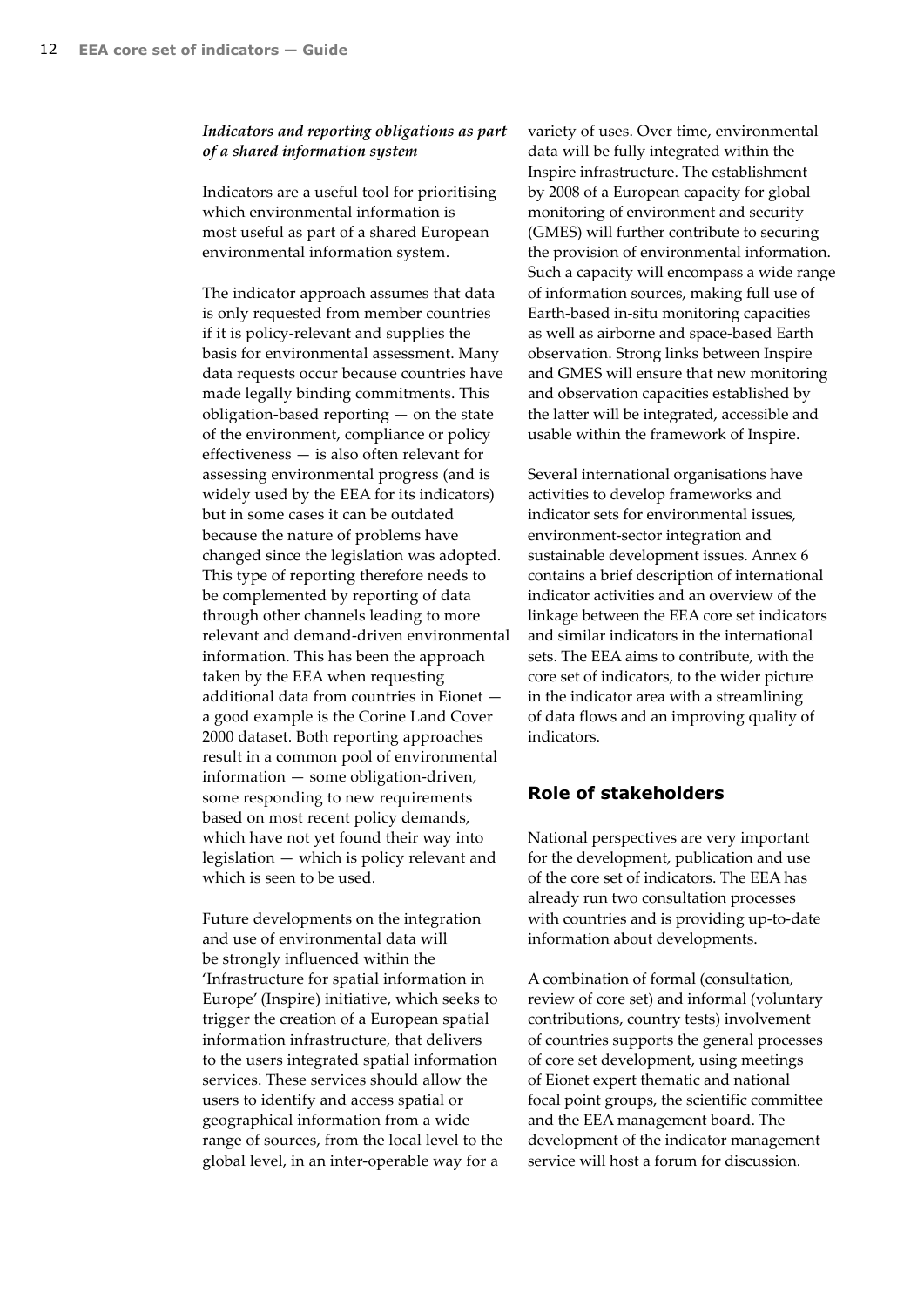***Indicators and reporting obligations as part of a shared information system***

Indicators are a useful tool for prioritising which environmental information is most useful as part of a shared European environmental information system.

The indicator approach assumes that data is only requested from member countries if it is policy-relevant and supplies the basis for environmental assessment. Many data requests occur because countries have made legally binding commitments. This obligation-based reporting — on the state of the environment, compliance or policy effectiveness — is also often relevant for assessing environmental progress (and is widely used by the EEA for its indicators) but in some cases it can be outdated because the nature of problems have changed since the legislation was adopted. This type of reporting therefore needs to be complemented by reporting of data through other channels leading to more relevant and demand-driven environmental information. This has been the approach taken by the EEA when requesting additional data from countries in Eionet — a good example is the Corine Land Cover 2000 dataset. Both reporting approaches result in a common pool of environmental information — some obligation-driven, some responding to new requirements based on most recent policy demands, which have not yet found their way into legislation — which is policy relevant and which is seen to be used.

Future developments on the integration and use of environmental data will be strongly influenced within the 'Infrastructure for spatial information in Europe' (Inspire) initiative, which seeks to trigger the creation of a European spatial information infrastructure, that delivers to the users integrated spatial information services. These services should allow the users to identify and access spatial or geographical information from a wide range of sources, from the local level to the global level, in an inter-operable way for a variety of uses. Over time, environmental data will be fully integrated within the Inspire infrastructure. The establishment by 2008 of a European capacity for global monitoring of environment and security (GMES) will further contribute to securing the provision of environmental information. Such a capacity will encompass a wide range of information sources, making full use of Earth-based in-situ monitoring capacities as well as airborne and space-based Earth observation. Strong links between Inspire and GMES will ensure that new monitoring and observation capacities established by the latter will be integrated, accessible and usable within the framework of Inspire.

Several international organisations have activities to develop frameworks and indicator sets for environmental issues, environment-sector integration and sustainable development issues. Annex 6 contains a brief description of international indicator activities and an overview of the linkage between the EEA core set indicators and similar indicators in the international sets. The EEA aims to contribute, with the core set of indicators, to the wider picture in the indicator area with a streamlining of data flows and an improving quality of indicators.

## Role of stakeholders

National perspectives are very important for the development, publication and use of the core set of indicators. The EEA has already run two consultation processes with countries and is providing up-to-date information about developments.

A combination of formal (consultation, review of core set) and informal (voluntary contributions, country tests) involvement of countries supports the general processes of core set development, using meetings of Eionet expert thematic and national focal point groups, the scientific committee and the EEA management board. The development of the indicator management service will host a forum for discussion.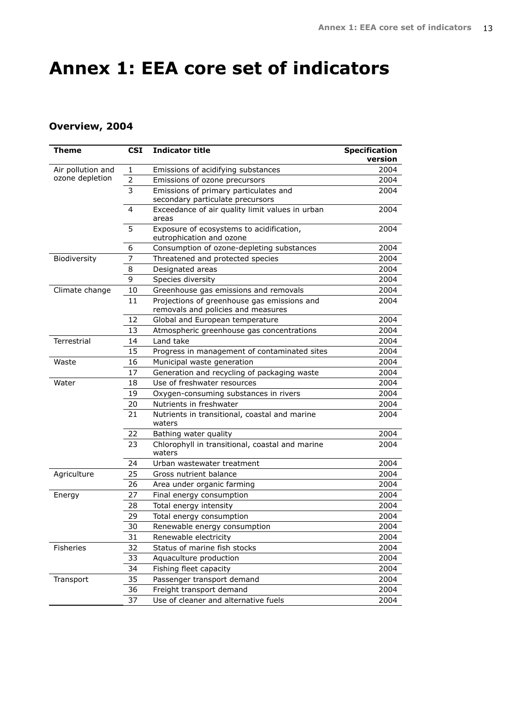# Annex 1: EEA core set of indicators

## Overview, 2004

| Theme | CSI | Indicator title | Specification version |
|---|---|---|---|
| Air pollution and ozone depletion | 1 | Emissions of acidifying substances | 2004 |
| | 2 | Emissions of ozone precursors | 2004 |
| | 3 | Emissions of primary particulates and secondary particulate precursors | 2004 |
| | 4 | Exceedance of air quality limit values in urban areas | 2004 |
| | 5 | Exposure of ecosystems to acidification, eutrophication and ozone | 2004 |
| | 6 | Consumption of ozone-depleting substances | 2004 |
| Biodiversity | 7 | Threatened and protected species | 2004 |
| | 8 | Designated areas | 2004 |
| | 9 | Species diversity | 2004 |
| Climate change | 10 | Greenhouse gas emissions and removals | 2004 |
| | 11 | Projections of greenhouse gas emissions and removals and policies and measures | 2004 |
| | 12 | Global and European temperature | 2004 |
| | 13 | Atmospheric greenhouse gas concentrations | 2004 |
| Terrestrial | 14 | Land take | 2004 |
| | 15 | Progress in management of contaminated sites | 2004 |
| Waste | 16 | Municipal waste generation | 2004 |
| | 17 | Generation and recycling of packaging waste | 2004 |
| Water | 18 | Use of freshwater resources | 2004 |
| | 19 | Oxygen-consuming substances in rivers | 2004 |
| | 20 | Nutrients in freshwater | 2004 |
| | 21 | Nutrients in transitional, coastal and marine waters | 2004 |
| | 22 | Bathing water quality | 2004 |
| | 23 | Chlorophyll in transitional, coastal and marine waters | 2004 |
| | 24 | Urban wastewater treatment | 2004 |
| Agriculture | 25 | Gross nutrient balance | 2004 |
| | 26 | Area under organic farming | 2004 |
| Energy | 27 | Final energy consumption | 2004 |
| | 28 | Total energy intensity | 2004 |
| | 29 | Total energy consumption | 2004 |
| | 30 | Renewable energy consumption | 2004 |
| | 31 | Renewable electricity | 2004 |
| Fisheries | 32 | Status of marine fish stocks | 2004 |
| | 33 | Aquaculture production | 2004 |
| | 34 | Fishing fleet capacity | 2004 |
| Transport | 35 | Passenger transport demand | 2004 |
| | 36 | Freight transport demand | 2004 |
| | 37 | Use of cleaner and alternative fuels | 2004 |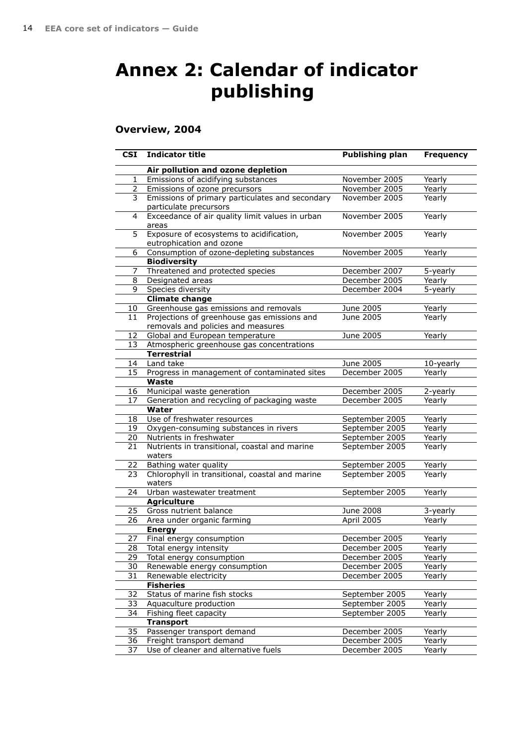# Annex 2: Calendar of indicator publishing

## Overview, 2004

| CSI | Indicator title | Publishing plan | Frequency |
|---|---|---|---|
| | **Air pollution and ozone depletion** | | |
| 1 | Emissions of acidifying substances | November 2005 | Yearly |
| 2 | Emissions of ozone precursors | November 2005 | Yearly |
| 3 | Emissions of primary particulates and secondary particulate precursors | November 2005 | Yearly |
| 4 | Exceedance of air quality limit values in urban areas | November 2005 | Yearly |
| 5 | Exposure of ecosystems to acidification, eutrophication and ozone | November 2005 | Yearly |
| 6 | Consumption of ozone-depleting substances | November 2005 | Yearly |
| | **Biodiversity** | | |
| 7 | Threatened and protected species | December 2007 | 5-yearly |
| 8 | Designated areas | December 2005 | Yearly |
| 9 | Species diversity | December 2004 | 5-yearly |
| | **Climate change** | | |
| 10 | Greenhouse gas emissions and removals | June 2005 | Yearly |
| 11 | Projections of greenhouse gas emissions and removals and policies and measures | June 2005 | Yearly |
| 12 | Global and European temperature | June 2005 | Yearly |
| 13 | Atmospheric greenhouse gas concentrations | | |
| | **Terrestrial** | | |
| 14 | Land take | June 2005 | 10-yearly |
| 15 | Progress in management of contaminated sites | December 2005 | Yearly |
| | **Waste** | | |
| 16 | Municipal waste generation | December 2005 | 2-yearly |
| 17 | Generation and recycling of packaging waste | December 2005 | Yearly |
| | **Water** | | |
| 18 | Use of freshwater resources | September 2005 | Yearly |
| 19 | Oxygen-consuming substances in rivers | September 2005 | Yearly |
| 20 | Nutrients in freshwater | September 2005 | Yearly |
| 21 | Nutrients in transitional, coastal and marine waters | September 2005 | Yearly |
| 22 | Bathing water quality | September 2005 | Yearly |
| 23 | Chlorophyll in transitional, coastal and marine waters | September 2005 | Yearly |
| 24 | Urban wastewater treatment | September 2005 | Yearly |
| | **Agriculture** | | |
| 25 | Gross nutrient balance | June 2008 | 3-yearly |
| 26 | Area under organic farming | April 2005 | Yearly |
| | **Energy** | | |
| 27 | Final energy consumption | December 2005 | Yearly |
| 28 | Total energy intensity | December 2005 | Yearly |
| 29 | Total energy consumption | December 2005 | Yearly |
| 30 | Renewable energy consumption | December 2005 | Yearly |
| 31 | Renewable electricity | December 2005 | Yearly |
| | **Fisheries** | | |
| 32 | Status of marine fish stocks | September 2005 | Yearly |
| 33 | Aquaculture production | September 2005 | Yearly |
| 34 | Fishing fleet capacity | September 2005 | Yearly |
| | **Transport** | | |
| 35 | Passenger transport demand | December 2005 | Yearly |
| 36 | Freight transport demand | December 2005 | Yearly |
| 37 | Use of cleaner and alternative fuels | December 2005 | Yearly |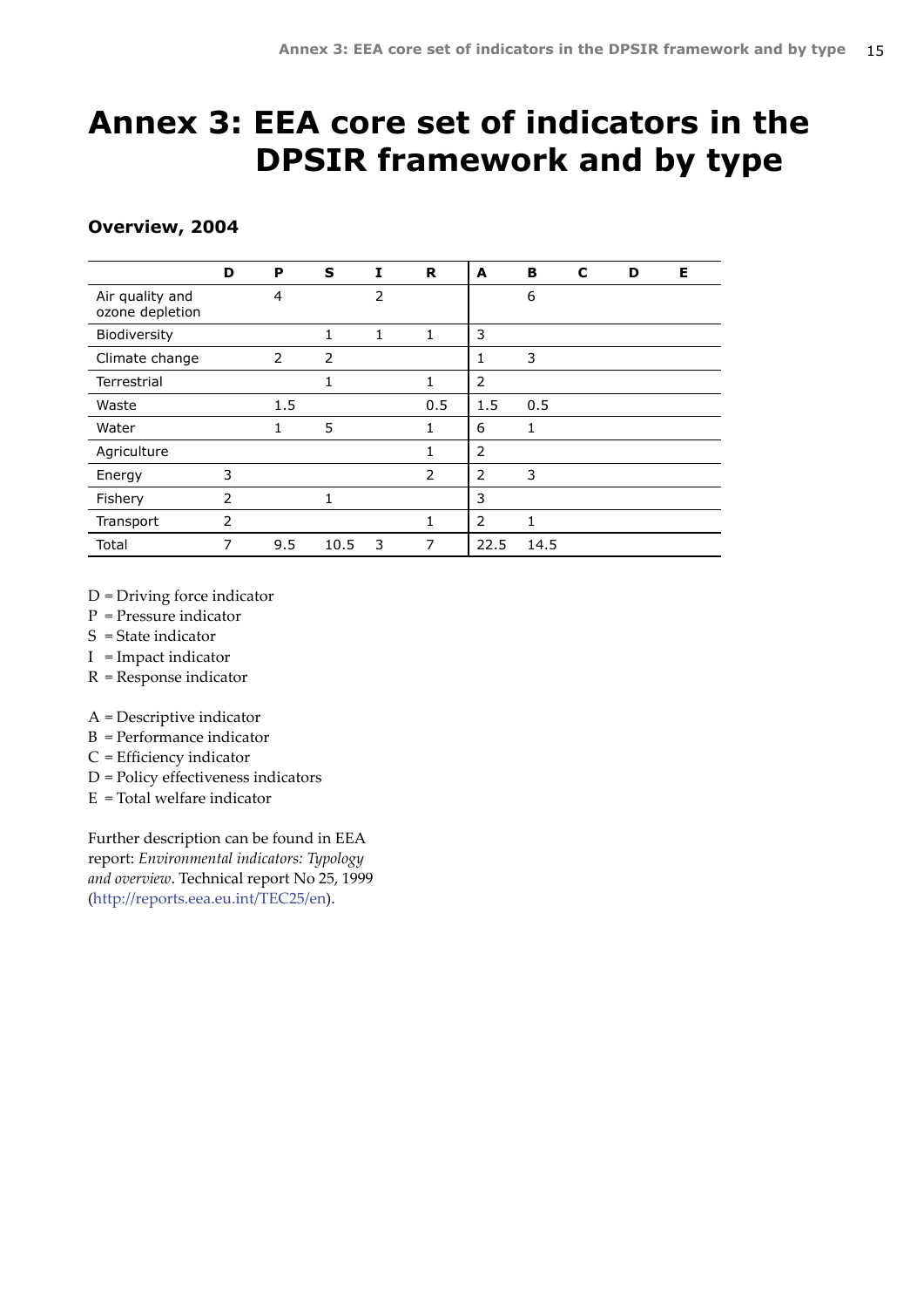# Annex 3: EEA core set of indicators in the DPSIR framework and by type

### Overview, 2004

| | D | P | S | I | R | A | B | C | D | E |
|---|---|---|---|---|---|---|---|---|---|---|
| Air quality and ozone depletion | | 4 | | 2 | | | 6 | | | |
| Biodiversity | | | 1 | 1 | 1 | 3 | | | | |
| Climate change | | 2 | 2 | | | 1 | 3 | | | |
| Terrestrial | | | 1 | | 1 | 2 | | | | |
| Waste | | 1.5 | | | 0.5 | 1.5 | 0.5 | | | |
| Water | | 1 | 5 | | 1 | 6 | 1 | | | |
| Agriculture | | | | | 1 | 2 | | | | |
| Energy | 3 | | | | 2 | 2 | 3 | | | |
| Fishery | 2 | | 1 | | | 3 | | | | |
| Transport | 2 | | | | 1 | 2 | 1 | | | |
| Total | 7 | 9.5 | 10.5 | 3 | 7 | 22.5 | 14.5 | | | |

D = Driving force indicator
P = Pressure indicator
S = State indicator
I = Impact indicator
R = Response indicator

A = Descriptive indicator
B = Performance indicator
C = Efficiency indicator
D = Policy effectiveness indicators
E = Total welfare indicator

Further description can be found in EEA report: *Environmental indicators: Typology and overview*. Technical report No 25, 1999 (http://reports.eea.eu.int/TEC25/en).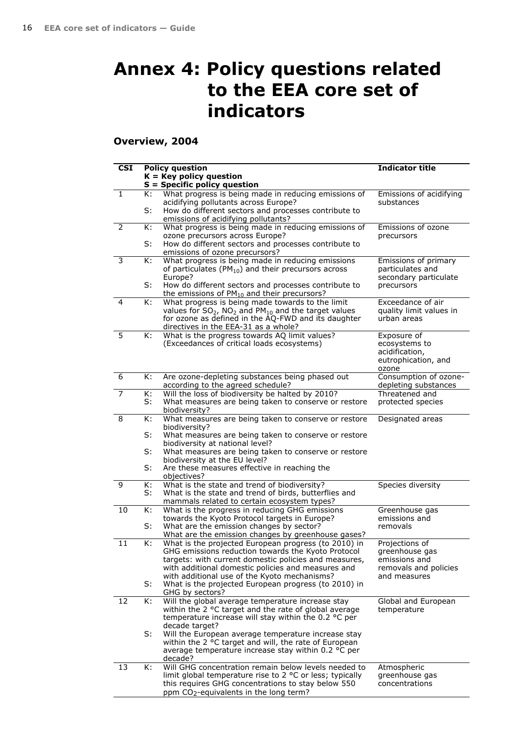// Annex 4: Policy questions related to the EEA core set of indicators

# Annex 4: Policy questions related to the EEA core set of indicators

## Overview, 2004

| CSI | Policy question<br>K = Key policy question<br>S = Specific policy question | Indicator title |
|---|---|---|
| 1 | K: What progress is being made in reducing emissions of acidifying pollutants across Europe?<br>S: How do different sectors and processes contribute to emissions of acidifying pollutants? | Emissions of acidifying substances |
| 2 | K: What progress is being made in reducing emissions of ozone precursors across Europe?<br>S: How do different sectors and processes contribute to emissions of ozone precursors? | Emissions of ozone precursors |
| 3 | K: What progress is being made in reducing emissions of particulates ($PM_{10}$) and their precursors across Europe?<br>S: How do different sectors and processes contribute to the emissions of $PM_{10}$ and their precursors? | Emissions of primary particulates and secondary particulate precursors |
| 4 | K: What progress is being made towards to the limit values for $SO_2$, $NO_2$ and $PM_{10}$ and the target values for ozone as defined in the AQ-FWD and its daughter directives in the EEA-31 as a whole? | Exceedance of air quality limit values in urban areas |
| 5 | K: What is the progress towards AQ limit values? (Exceedances of critical loads ecosystems) | Exposure of ecosystems to acidification, eutrophication, and ozone |
| 6 | K: Are ozone-depleting substances being phased out according to the agreed schedule? | Consumption of ozone-depleting substances |
| 7 | K: Will the loss of biodiversity be halted by 2010?<br>S: What measures are being taken to conserve or restore biodiversity? | Threatened and protected species |
| 8 | K: What measures are being taken to conserve or restore biodiversity?<br>S: What measures are being taken to conserve or restore biodiversity at national level?<br>S: What measures are being taken to conserve or restore biodiversity at the EU level?<br>S: Are these measures effective in reaching the objectives? | Designated areas |
| 9 | K: What is the state and trend of biodiversity?<br>S: What is the state and trend of birds, butterflies and mammals related to certain ecosystem types? | Species diversity |
| 10 | K: What is the progress in reducing GHG emissions towards the Kyoto Protocol targets in Europe?<br>S: What are the emission changes by sector?<br>What are the emission changes by greenhouse gases? | Greenhouse gas emissions and removals |
| 11 | K: What is the projected European progress (to 2010) in GHG emissions reduction towards the Kyoto Protocol targets: with current domestic policies and measures, with additional domestic policies and measures and with additional use of the Kyoto mechanisms?<br>S: What is the projected European progress (to 2010) in GHG by sectors? | Projections of greenhouse gas emissions and removals and policies and measures |
| 12 | K: Will the global average temperature increase stay within the 2 °C target and the rate of global average temperature increase will stay within the 0.2 °C per decade target?<br>S: Will the European average temperature increase stay within the 2 °C target and will, the rate of European average temperature increase stay within 0.2 °C per decade? | Global and European temperature |
| 13 | K: Will GHG concentration remain below levels needed to limit global temperature rise to 2 °C or less; typically this requires GHG concentrations to stay below 550 ppm $CO_2$-equivalents in the long term? | Atmospheric greenhouse gas concentrations |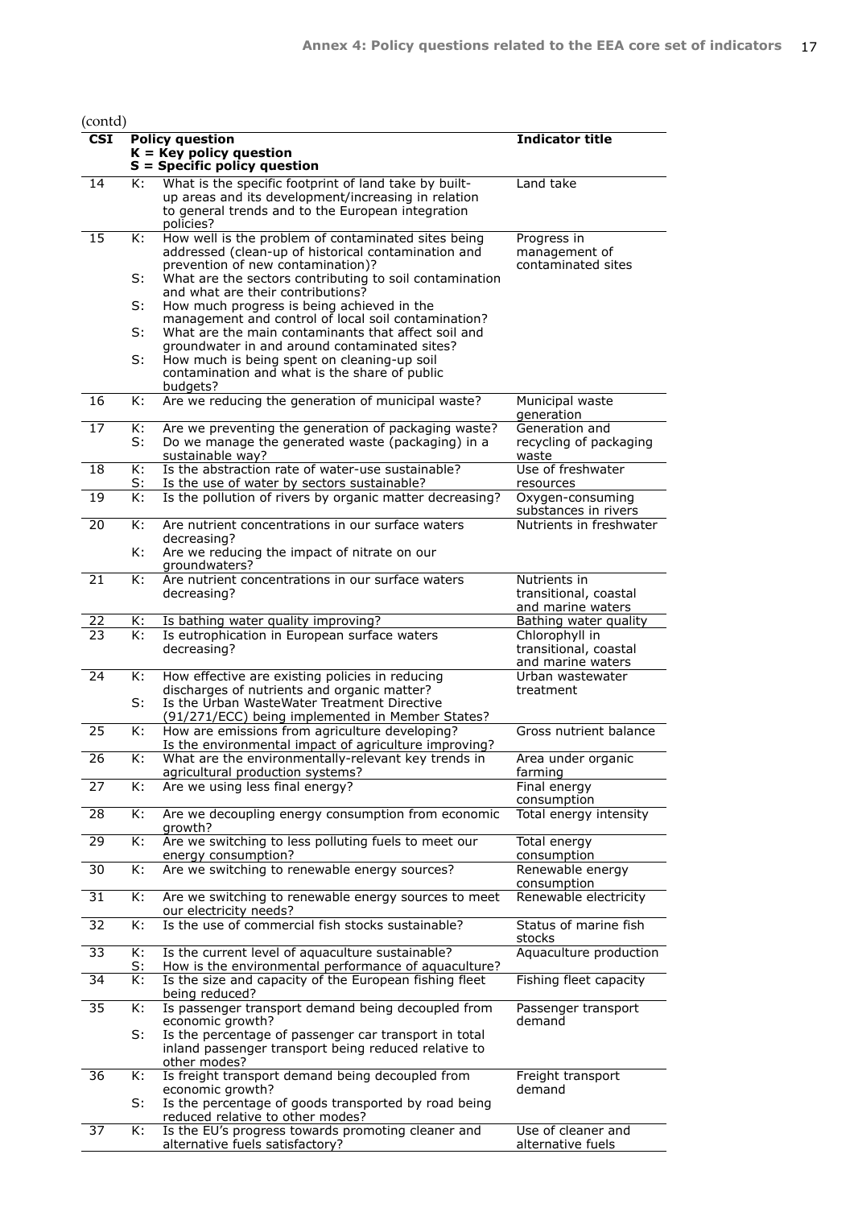(contd)

| CSI | Policy question<br>K = Key policy question<br>S = Specific policy question | | Indicator title |
|---|---|---|---|
| 14 | K: | What is the specific footprint of land take by built-up areas and its development/increasing in relation to general trends and to the European integration policies? | Land take |
| 15 | K: | How well is the problem of contaminated sites being addressed (clean-up of historical contamination and prevention of new contamination)? | Progress in management of contaminated sites |
| | S: | What are the sectors contributing to soil contamination and what are their contributions? | |
| | S: | How much progress is being achieved in the management and control of local soil contamination? | |
| | S: | What are the main contaminants that affect soil and groundwater in and around contaminated sites? | |
| | S: | How much is being spent on cleaning-up soil contamination and what is the share of public budgets? | |
| 16 | K: | Are we reducing the generation of municipal waste? | Municipal waste generation |
| 17 | K: | Are we preventing the generation of packaging waste? | Generation and recycling of packaging waste |
| | S: | Do we manage the generated waste (packaging) in a sustainable way? | |
| 18 | K: | Is the abstraction rate of water-use sustainable? | Use of freshwater resources |
| | S: | Is the use of water by sectors sustainable? | |
| 19 | K: | Is the pollution of rivers by organic matter decreasing? | Oxygen-consuming substances in rivers |
| 20 | K: | Are nutrient concentrations in our surface waters decreasing? | Nutrients in freshwater |
| | K: | Are we reducing the impact of nitrate on our groundwaters? | |
| 21 | K: | Are nutrient concentrations in our surface waters decreasing? | Nutrients in transitional, coastal and marine waters |
| 22 | K: | Is bathing water quality improving? | Bathing water quality |
| 23 | K: | Is eutrophication in European surface waters decreasing? | Chlorophyll in transitional, coastal and marine waters |
| 24 | K: | How effective are existing policies in reducing discharges of nutrients and organic matter? | Urban wastewater treatment |
| | S: | Is the Urban WasteWater Treatment Directive (91/271/ECC) being implemented in Member States? | |
| 25 | K: | How are emissions from agriculture developing? Is the environmental impact of agriculture improving? | Gross nutrient balance |
| 26 | K: | What are the environmentally-relevant key trends in agricultural production systems? | Area under organic farming |
| 27 | K: | Are we using less final energy? | Final energy consumption |
| 28 | K: | Are we decoupling energy consumption from economic growth? | Total energy intensity |
| 29 | K: | Are we switching to less polluting fuels to meet our energy consumption? | Total energy consumption |
| 30 | K: | Are we switching to renewable energy sources? | Renewable energy consumption |
| 31 | K: | Are we switching to renewable energy sources to meet our electricity needs? | Renewable electricity |
| 32 | K: | Is the use of commercial fish stocks sustainable? | Status of marine fish stocks |
| 33 | K: | Is the current level of aquaculture sustainable? | Aquaculture production |
| | S: | How is the environmental performance of aquaculture? | |
| 34 | K: | Is the size and capacity of the European fishing fleet being reduced? | Fishing fleet capacity |
| 35 | K: | Is passenger transport demand being decoupled from economic growth? | Passenger transport demand |
| | S: | Is the percentage of passenger car transport in total inland passenger transport being reduced relative to other modes? | |
| 36 | K: | Is freight transport demand being decoupled from economic growth? | Freight transport demand |
| | S: | Is the percentage of goods transported by road being reduced relative to other modes? | |
| 37 | K: | Is the EU's progress towards promoting cleaner and alternative fuels satisfactory? | Use of cleaner and alternative fuels |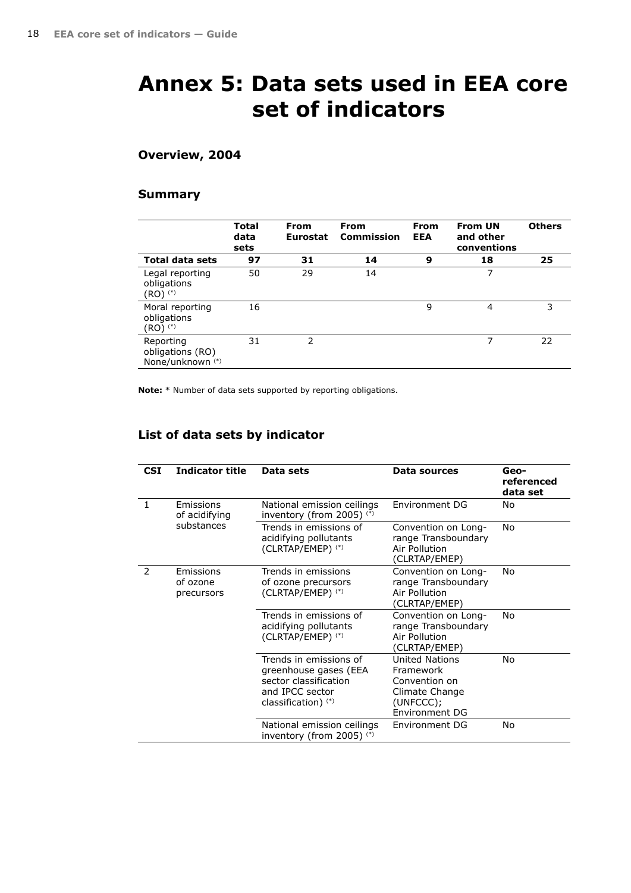# Annex 5: Data sets used in EEA core set of indicators

## Overview, 2004

### Summary

| | Total data sets | From Eurostat | From Commission | From EEA | From UN and other conventions | Others |
|---|---|---|---|---|---|---|
| **Total data sets** | **97** | **31** | **14** | **9** | **18** | **25** |
| Legal reporting obligations (RO) (*) | 50 | 29 | 14 | | 7 | |
| Moral reporting obligations (RO) (*) | 16 | | | 9 | 4 | 3 |
| Reporting obligations (RO) None/unknown (*) | 31 | 2 | | | 7 | 22 |

**Note:** * Number of data sets supported by reporting obligations.

### List of data sets by indicator

| CSI | Indicator title | Data sets | Data sources | Geo-referenced data set |
|---|---|---|---|---|
| 1 | Emissions of acidifying substances | National emission ceilings inventory (from 2005) (*) | Environment DG | No |
| | | Trends in emissions of acidifying pollutants (CLRTAP/EMEP) (*) | Convention on Long-range Transboundary Air Pollution (CLRTAP/EMEP) | No |
| 2 | Emissions of ozone precursors | Trends in emissions of ozone precursors (CLRTAP/EMEP) (*) | Convention on Long-range Transboundary Air Pollution (CLRTAP/EMEP) | No |
| | | Trends in emissions of acidifying pollutants (CLRTAP/EMEP) (*) | Convention on Long-range Transboundary Air Pollution (CLRTAP/EMEP) | No |
| | | Trends in emissions of greenhouse gases (EEA sector classification and IPCC sector classification) (*) | United Nations Framework Convention on Climate Change (UNFCCC); Environment DG | No |
| | | National emission ceilings inventory (from 2005) (*) | Environment DG | No |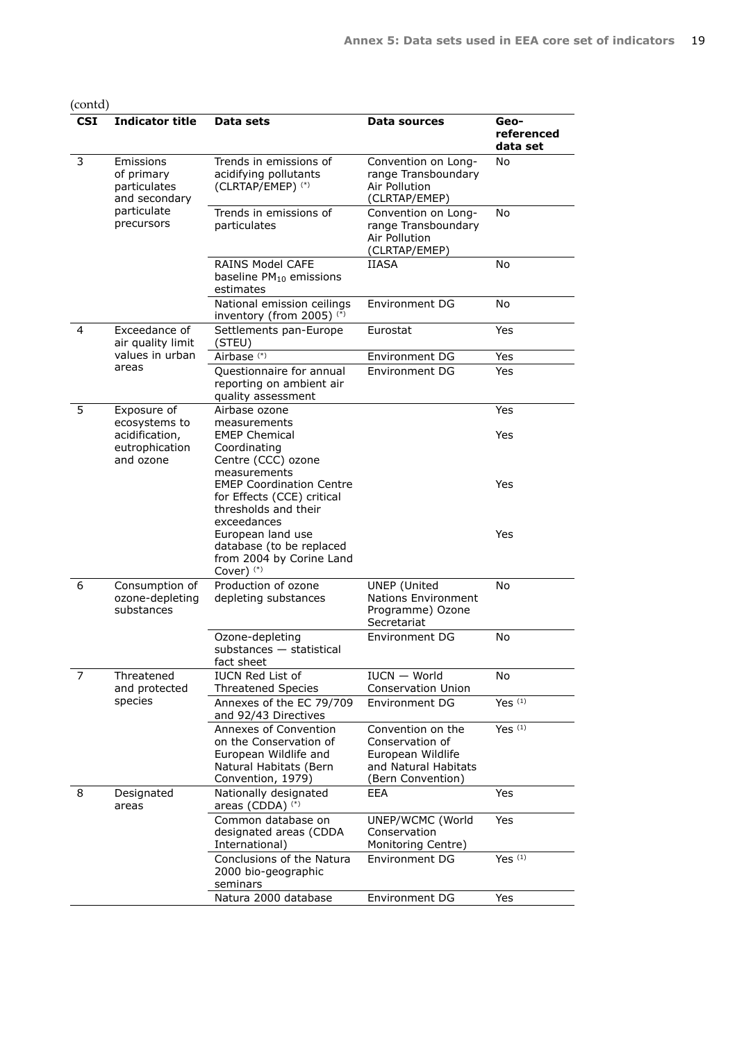(contd)

| CSI | Indicator title | Data sets | Data sources | Geo-referenced data set |
|---|---|---|---|---|
| 3 | Emissions of primary particulates and secondary particulate precursors | Trends in emissions of acidifying pollutants (CLRTAP/EMEP) (*) | Convention on Long-range Transboundary Air Pollution (CLRTAP/EMEP) | No |
| | | Trends in emissions of particulates | Convention on Long-range Transboundary Air Pollution (CLRTAP/EMEP) | No |
| | | RAINS Model CAFE baseline $PM_{10}$ emissions estimates | IIASA | No |
| | | National emission ceilings inventory (from 2005) (*) | Environment DG | No |
| 4 | Exceedance of air quality limit values in urban areas | Settlements pan-Europe (STEU) | Eurostat | Yes |
| | | Airbase (*) | Environment DG | Yes |
| | | Questionnaire for annual reporting on ambient air quality assessment | Environment DG | Yes |
| 5 | Exposure of ecosystems to acidification, eutrophication and ozone | Airbase ozone measurements | | Yes |
| | | EMEP Chemical Coordinating Centre (CCC) ozone measurements | | Yes |
| | | EMEP Coordination Centre for Effects (CCE) critical thresholds and their exceedances | | Yes |
| | | European land use database (to be replaced from 2004 by Corine Land Cover) (*) | | Yes |
| 6 | Consumption of ozone-depleting substances | Production of ozone depleting substances | UNEP (United Nations Environment Programme) Ozone Secretariat | No |
| | | Ozone-depleting substances — statistical fact sheet | Environment DG | No |
| 7 | Threatened and protected species | IUCN Red List of Threatened Species | IUCN — World Conservation Union | No |
| | | Annexes of the EC 79/709 and 92/43 Directives | Environment DG | Yes (1) |
| | | Annexes of Convention on the Conservation of European Wildlife and Natural Habitats (Bern Convention, 1979) | Convention on the Conservation of European Wildlife and Natural Habitats (Bern Convention) | Yes (1) |
| 8 | Designated areas | Nationally designated areas (CDDA) (*) | EEA | Yes |
| | | Common database on designated areas (CDDA International) | UNEP/WCMC (World Conservation Monitoring Centre) | Yes |
| | | Conclusions of the Natura 2000 bio-geographic seminars | Environment DG | Yes (1) |
| | | Natura 2000 database | Environment DG | Yes |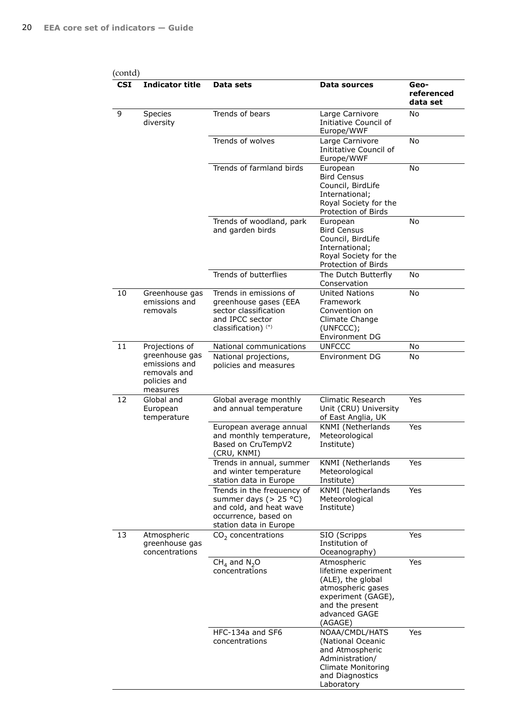(contd)

| CSI | Indicator title | Data sets | Data sources | Geo-referenced data set |
|---|---|---|---|---|
| 9 | Species diversity | Trends of bears | Large Carnivore Initiative Council of Europe/WWF | No |
| | | Trends of wolves | Large Carnivore Inititative Council of Europe/WWF | No |
| | | Trends of farmland birds | European Bird Census Council, BirdLife International; Royal Society for the Protection of Birds | No |
| | | Trends of woodland, park and garden birds | European Bird Census Council, BirdLife International; Royal Society for the Protection of Birds | No |
| | | Trends of butterflies | The Dutch Butterfly Conservation | No |
| 10 | Greenhouse gas emissions and removals | Trends in emissions of greenhouse gases (EEA sector classification and IPCC sector classification) (*) | United Nations Framework Convention on Climate Change (UNFCCC); Environment DG | No |
| 11 | Projections of greenhouse gas emissions and removals and policies and measures | National communications | UNFCCC | No |
| | | National projections, policies and measures | Environment DG | No |
| 12 | Global and European temperature | Global average monthly and annual temperature | Climatic Research Unit (CRU) University of East Anglia, UK | Yes |
| | | European average annual and monthly temperature, Based on CruTempV2 (CRU, KNMI) | KNMI (Netherlands Meteorological Institute) | Yes |
| | | Trends in annual, summer and winter temperature station data in Europe | KNMI (Netherlands Meteorological Institute) | Yes |
| | | Trends in the frequency of summer days (> 25 °C) and cold, and heat wave occurrence, based on station data in Europe | KNMI (Netherlands Meteorological Institute) | Yes |
| 13 | Atmospheric greenhouse gas concentrations | $CO_2$ concentrations | SIO (Scripps Institution of Oceanography) | Yes |
| | | $CH_4$ and $N_2O$ concentrations | Atmospheric lifetime experiment (ALE), the global atmospheric gases experiment (GAGE), and the present advanced GAGE (AGAGE) | Yes |
| | | HFC-134a and SF6 concentrations | NOAA/CMDL/HATS (National Oceanic and Atmospheric Administration/ Climate Monitoring and Diagnostics Laboratory | Yes |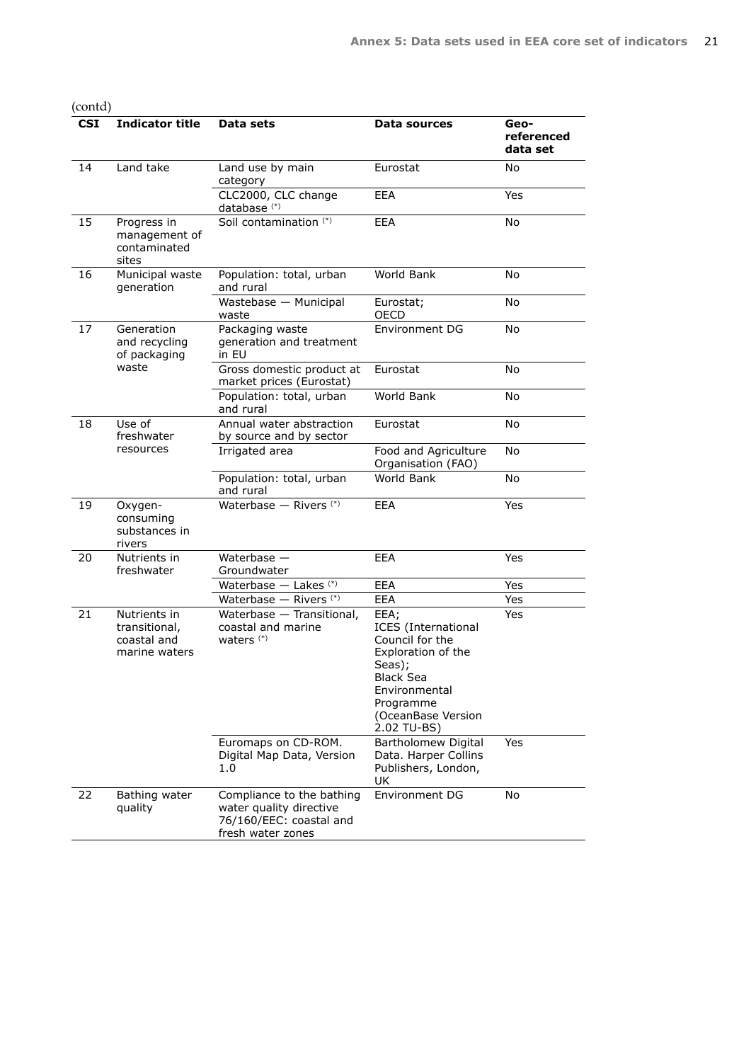(contd)

| CSI | Indicator title | Data sets | Data sources | Geo-referenced data set |
|---|---|---|---|---|
| 14 | Land take | Land use by main category | Eurostat | No |
| | | CLC2000, CLC change database (*) | EEA | Yes |
| 15 | Progress in management of contaminated sites | Soil contamination (*) | EEA | No |
| 16 | Municipal waste generation | Population: total, urban and rural | World Bank | No |
| | | Wastebase — Municipal waste | Eurostat; OECD | No |
| 17 | Generation and recycling of packaging waste | Packaging waste generation and treatment in EU | Environment DG | No |
| | | Gross domestic product at market prices (Eurostat) | Eurostat | No |
| | | Population: total, urban and rural | World Bank | No |
| 18 | Use of freshwater resources | Annual water abstraction by source and by sector | Eurostat | No |
| | | Irrigated area | Food and Agriculture Organisation (FAO) | No |
| | | Population: total, urban and rural | World Bank | No |
| 19 | Oxygen-consuming substances in rivers | Waterbase — Rivers (*) | EEA | Yes |
| 20 | Nutrients in freshwater | Waterbase — Groundwater | EEA | Yes |
| | | Waterbase — Lakes (*) | EEA | Yes |
| | | Waterbase — Rivers (*) | EEA | Yes |
| 21 | Nutrients in transitional, coastal and marine waters | Waterbase — Transitional, coastal and marine waters (*) | EEA; ICES (International Council for the Exploration of the Seas); Black Sea Environmental Programme (OceanBase Version 2.02 TU-BS) | Yes |
| | | Euromaps on CD-ROM. Digital Map Data, Version 1.0 | Bartholomew Digital Data. Harper Collins Publishers, London, UK | Yes |
| 22 | Bathing water quality | Compliance to the bathing water quality directive 76/160/EEC: coastal and fresh water zones | Environment DG | No |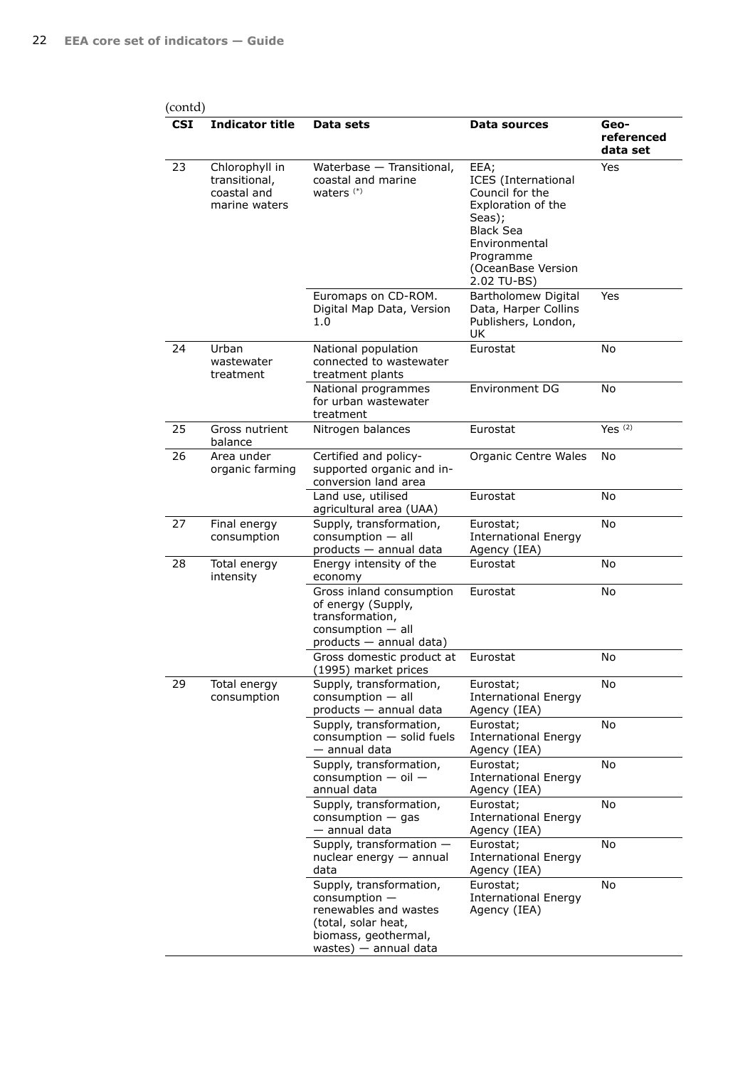(contd)

| CSI | Indicator title | Data sets | Data sources | Geo-referenced data set |
|---|---|---|---|---|
| 23 | Chlorophyll in transitional, coastal and marine waters | Waterbase — Transitional, coastal and marine waters (*) | EEA; ICES (International Council for the Exploration of the Seas); Black Sea Environmental Programme (OceanBase Version 2.02 TU-BS) | Yes |
| | | Euromaps on CD-ROM. Digital Map Data, Version 1.0 | Bartholomew Digital Data, Harper Collins Publishers, London, UK | Yes |
| 24 | Urban wastewater treatment | National population connected to wastewater treatment plants | Eurostat | No |
| | | National programmes for urban wastewater treatment | Environment DG | No |
| 25 | Gross nutrient balance | Nitrogen balances | Eurostat | Yes (2) |
| 26 | Area under organic farming | Certified and policy-supported organic and in-conversion land area | Organic Centre Wales | No |
| | | Land use, utilised agricultural area (UAA) | Eurostat | No |
| 27 | Final energy consumption | Supply, transformation, consumption — all products — annual data | Eurostat; International Energy Agency (IEA) | No |
| 28 | Total energy intensity | Energy intensity of the economy | Eurostat | No |
| | | Gross inland consumption of energy (Supply, transformation, consumption — all products — annual data) | Eurostat | No |
| | | Gross domestic product at (1995) market prices | Eurostat | No |
| 29 | Total energy consumption | Supply, transformation, consumption — all products — annual data | Eurostat; International Energy Agency (IEA) | No |
| | | Supply, transformation, consumption — solid fuels — annual data | Eurostat; International Energy Agency (IEA) | No |
| | | Supply, transformation, consumption — oil — annual data | Eurostat; International Energy Agency (IEA) | No |
| | | Supply, transformation, consumption — gas — annual data | Eurostat; International Energy Agency (IEA) | No |
| | | Supply, transformation — nuclear energy — annual data | Eurostat; International Energy Agency (IEA) | No |
| | | Supply, transformation, consumption — renewables and wastes (total, solar heat, biomass, geothermal, wastes) — annual data | Eurostat; International Energy Agency (IEA) | No |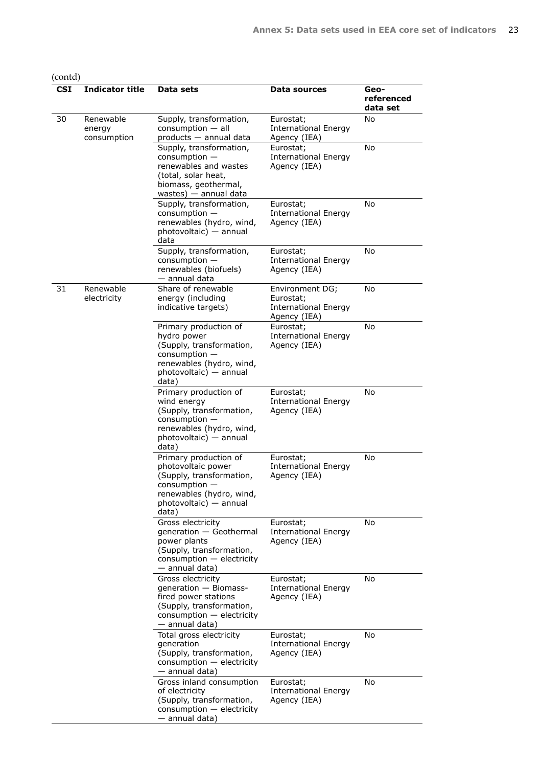(contd)

| CSI | Indicator title | Data sets | Data sources | Geo-referenced data set |
|---|---|---|---|---|
| 30 | Renewable energy consumption | Supply, transformation, consumption — all products — annual data | Eurostat; International Energy Agency (IEA) | No |
| | | Supply, transformation, consumption — renewables and wastes (total, solar heat, biomass, geothermal, wastes) — annual data | Eurostat; International Energy Agency (IEA) | No |
| | | Supply, transformation, consumption — renewables (hydro, wind, photovoltaic) — annual data | Eurostat; International Energy Agency (IEA) | No |
| | | Supply, transformation, consumption — renewables (biofuels) — annual data | Eurostat; International Energy Agency (IEA) | No |
| 31 | Renewable electricity | Share of renewable energy (including indicative targets) | Environment DG; Eurostat; International Energy Agency (IEA) | No |
| | | Primary production of hydro power (Supply, transformation, consumption — renewables (hydro, wind, photovoltaic) — annual data) | Eurostat; International Energy Agency (IEA) | No |
| | | Primary production of wind energy (Supply, transformation, consumption — renewables (hydro, wind, photovoltaic) — annual data) | Eurostat; International Energy Agency (IEA) | No |
| | | Primary production of photovoltaic power (Supply, transformation, consumption — renewables (hydro, wind, photovoltaic) — annual data) | Eurostat; International Energy Agency (IEA) | No |
| | | Gross electricity generation — Geothermal power plants (Supply, transformation, consumption — electricity — annual data) | Eurostat; International Energy Agency (IEA) | No |
| | | Gross electricity generation — Biomass-fired power stations (Supply, transformation, consumption — electricity — annual data) | Eurostat; International Energy Agency (IEA) | No |
| | | Total gross electricity generation (Supply, transformation, consumption — electricity — annual data) | Eurostat; International Energy Agency (IEA) | No |
| | | Gross inland consumption of electricity (Supply, transformation, consumption — electricity — annual data) | Eurostat; International Energy Agency (IEA) | No |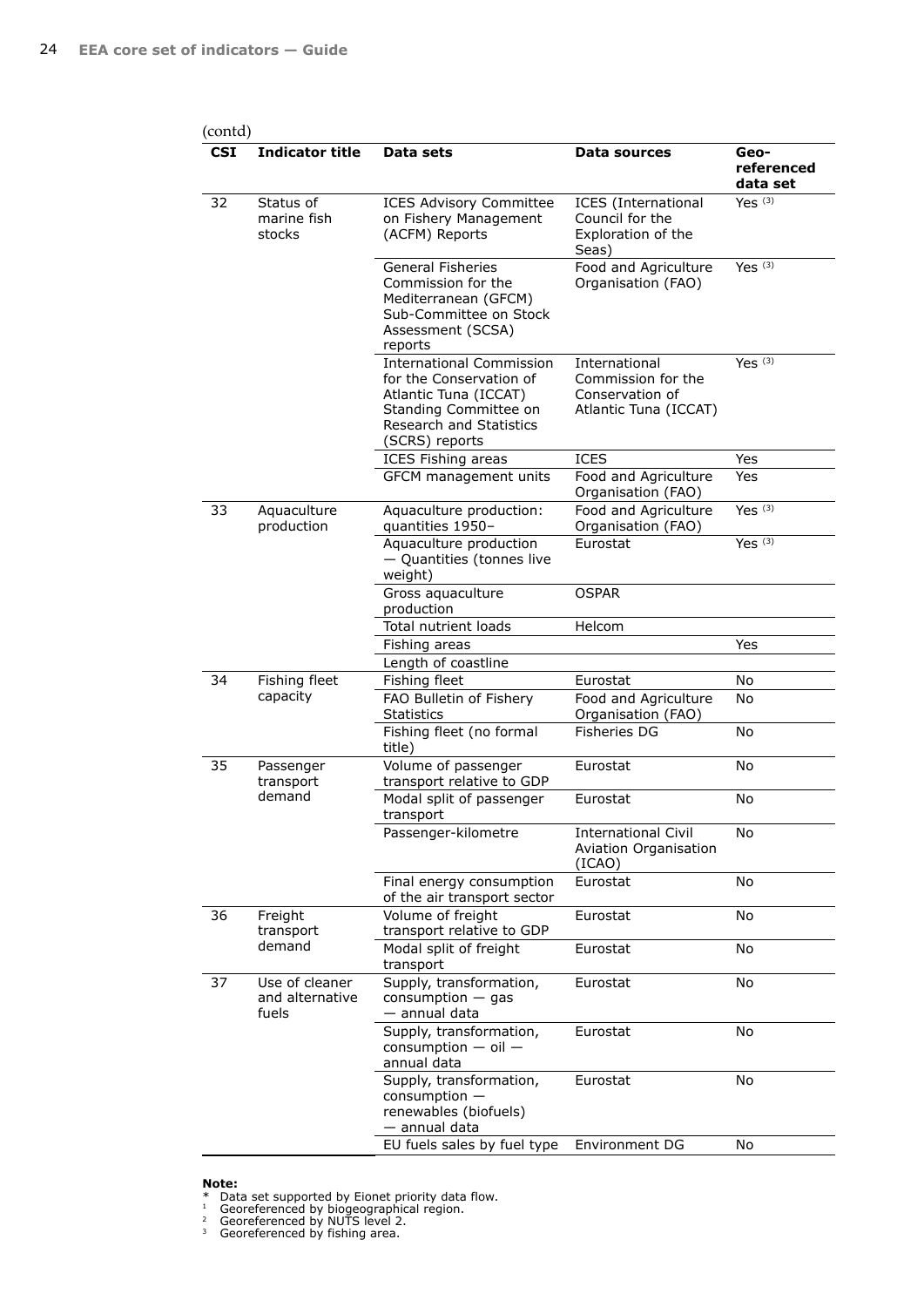(contd)

| CSI | Indicator title | Data sets | Data sources | Geo-referenced data set |
|---|---|---|---|---|
| 32 | Status of marine fish stocks | ICES Advisory Committee on Fishery Management (ACFM) Reports | ICES (International Council for the Exploration of the Seas) | Yes [(3)] |
| | | General Fisheries Commission for the Mediterranean (GFCM) Sub-Committee on Stock Assessment (SCSA) reports | Food and Agriculture Organisation (FAO) | Yes [(3)] |
| | | International Commission for the Conservation of Atlantic Tuna (ICCAT) Standing Committee on Research and Statistics (SCRS) reports | International Commission for the Conservation of Atlantic Tuna (ICCAT) | Yes [(3)] |
| | | ICES Fishing areas | ICES | Yes |
| | | GFCM management units | Food and Agriculture Organisation (FAO) | Yes |
| 33 | Aquaculture production | Aquaculture production: quantities 1950– | Food and Agriculture Organisation (FAO) | Yes [(3)] |
| | | Aquaculture production — Quantities (tonnes live weight) | Eurostat | Yes [(3)] |
| | | Gross aquaculture production | OSPAR | |
| | | Total nutrient loads | Helcom | |
| | | Fishing areas | | Yes |
| | | Length of coastline | | |
| 34 | Fishing fleet capacity | Fishing fleet | Eurostat | No |
| | | FAO Bulletin of Fishery Statistics | Food and Agriculture Organisation (FAO) | No |
| | | Fishing fleet (no formal title) | Fisheries DG | No |
| 35 | Passenger transport demand | Volume of passenger transport relative to GDP | Eurostat | No |
| | | Modal split of passenger transport | Eurostat | No |
| | | Passenger-kilometre | International Civil Aviation Organisation (ICAO) | No |
| | | Final energy consumption of the air transport sector | Eurostat | No |
| 36 | Freight transport demand | Volume of freight transport relative to GDP | Eurostat | No |
| | | Modal split of freight transport | Eurostat | No |
| 37 | Use of cleaner and alternative fuels | Supply, transformation, consumption — gas — annual data | Eurostat | No |
| | | Supply, transformation, consumption — oil — annual data | Eurostat | No |
| | | Supply, transformation, consumption — renewables (biofuels) — annual data | Eurostat | No |
| | | EU fuels sales by fuel type | Environment DG | No |

**Note:**

\* Data set supported by Eionet priority data flow.

[1] Georeferenced by biogeographical region.

[2] Georeferenced by NUTS level 2.

[3] Georeferenced by fishing area.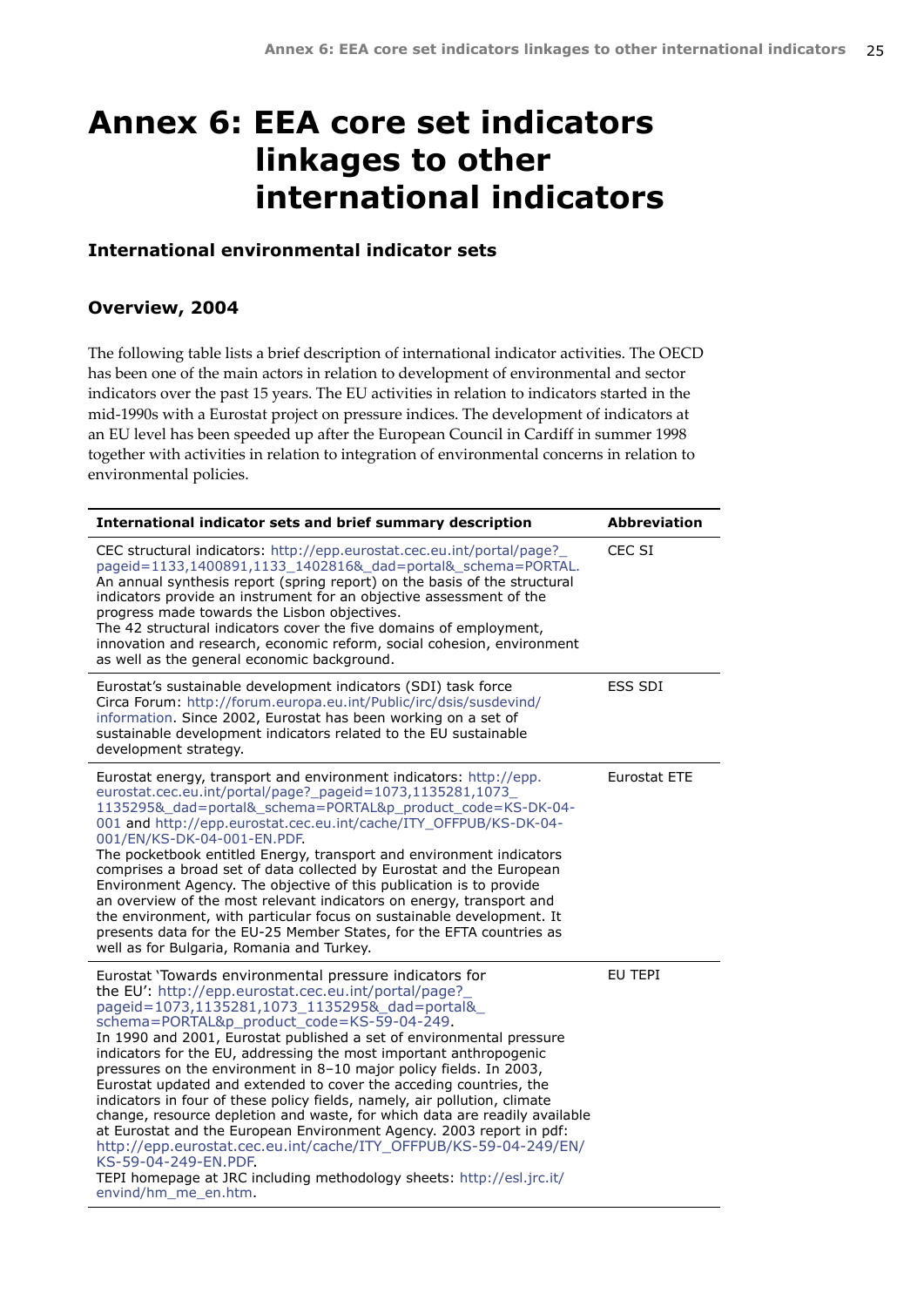# Annex 6: EEA core set indicators linkages to other international indicators

### International environmental indicator sets

### Overview, 2004

The following table lists a brief description of international indicator activities. The OECD has been one of the main actors in relation to development of environmental and sector indicators over the past 15 years. The EU activities in relation to indicators started in the mid-1990s with a Eurostat project on pressure indices. The development of indicators at an EU level has been speeded up after the European Council in Cardiff in summer 1998 together with activities in relation to integration of environmental concerns in relation to environmental policies.

| International indicator sets and brief summary description | Abbreviation |
|---|---|
| CEC structural indicators: http://epp.eurostat.cec.eu.int/portal/page?_pageid=1133,1400891,1133_1402816&_dad=portal&_schema=PORTAL. An annual synthesis report (spring report) on the basis of the structural indicators provide an instrument for an objective assessment of the progress made towards the Lisbon objectives. The 42 structural indicators cover the five domains of employment, innovation and research, economic reform, social cohesion, environment as well as the general economic background. | CEC SI |
| Eurostat's sustainable development indicators (SDI) task force Circa Forum: http://forum.europa.eu.int/Public/irc/dsis/susdevind/information. Since 2002, Eurostat has been working on a set of sustainable development indicators related to the EU sustainable development strategy. | ESS SDI |
| Eurostat energy, transport and environment indicators: http://epp.eurostat.cec.eu.int/portal/page?_pageid=1073,1135281,1073_1135295&_dad=portal&_schema=PORTAL&p_product_code=KS-DK-04-001 and http://epp.eurostat.cec.eu.int/cache/ITY_OFFPUB/KS-DK-04-001/EN/KS-DK-04-001-EN.PDF. The pocketbook entitled Energy, transport and environment indicators comprises a broad set of data collected by Eurostat and the European Environment Agency. The objective of this publication is to provide an overview of the most relevant indicators on energy, transport and the environment, with particular focus on sustainable development. It presents data for the EU-25 Member States, for the EFTA countries as well as for Bulgaria, Romania and Turkey. | Eurostat ETE |
| Eurostat 'Towards environmental pressure indicators for the EU': http://epp.eurostat.cec.eu.int/portal/page?_pageid=1073,1135281,1073_1135295&_dad=portal&_schema=PORTAL&p_product_code=KS-59-04-249. In 1990 and 2001, Eurostat published a set of environmental pressure indicators for the EU, addressing the most important anthropogenic pressures on the environment in 8–10 major policy fields. In 2003, Eurostat updated and extended to cover the acceding countries, the indicators in four of these policy fields, namely, air pollution, climate change, resource depletion and waste, for which data are readily available at Eurostat and the European Environment Agency. 2003 report in pdf: http://epp.eurostat.cec.eu.int/cache/ITY_OFFPUB/KS-59-04-249/EN/KS-59-04-249-EN.PDF. TEPI homepage at JRC including methodology sheets: http://esl.jrc.it/envind/hm_me_en.htm. | EU TEPI |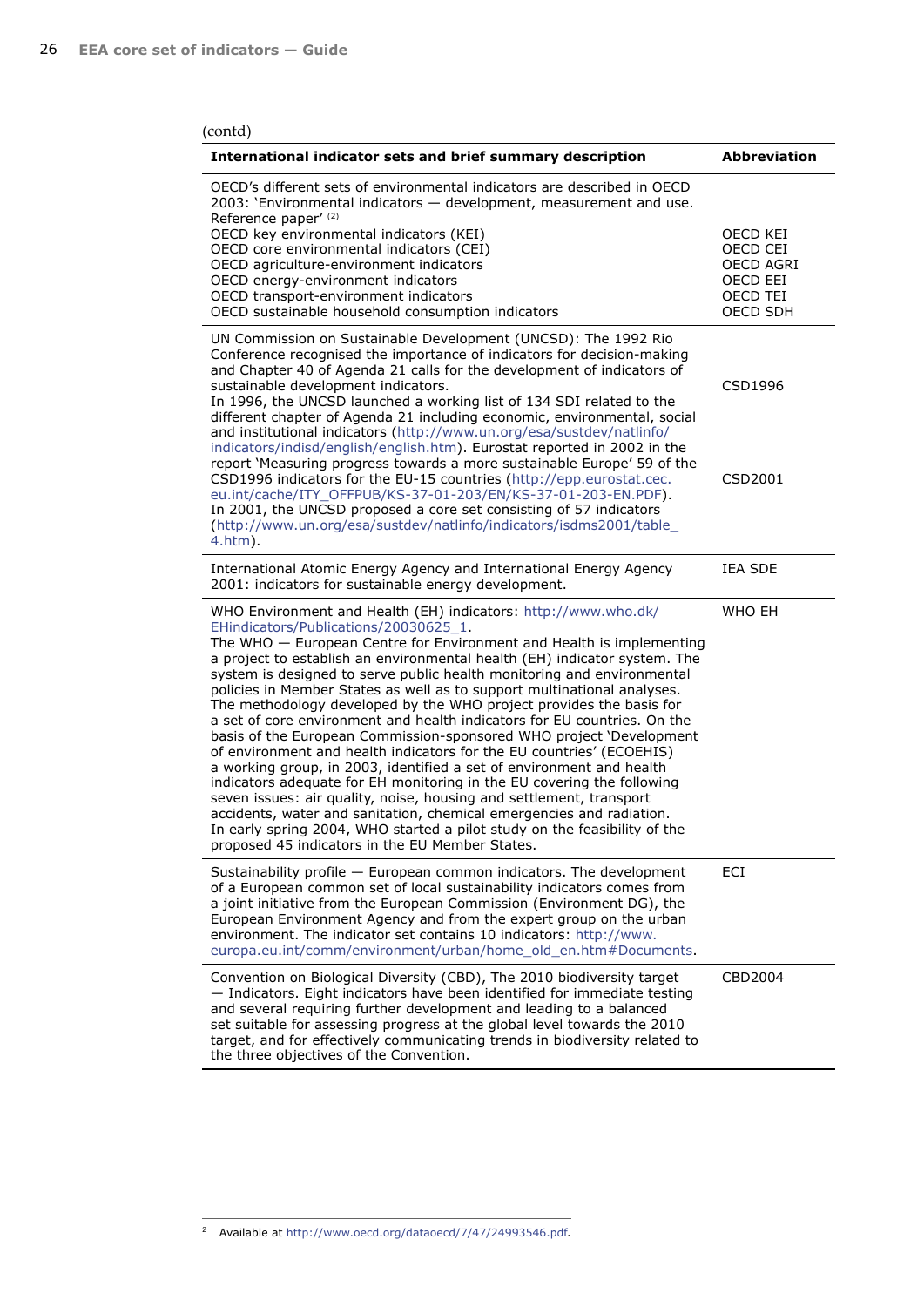(contd)

| International indicator sets and brief summary description | Abbreviation |
|---|---|
| OECD's different sets of environmental indicators are described in OECD 2003: 'Environmental indicators — development, measurement and use. Reference paper' [2]<br>OECD key environmental indicators (KEI)<br>OECD core environmental indicators (CEI)<br>OECD agriculture-environment indicators<br>OECD energy-environment indicators<br>OECD transport-environment indicators<br>OECD sustainable household consumption indicators | <br><br>OECD KEI<br>OECD CEI<br>OECD AGRI<br>OECD EEI<br>OECD TEI<br>OECD SDH |
| UN Commission on Sustainable Development (UNCSD): The 1992 Rio Conference recognised the importance of indicators for decision-making and Chapter 40 of Agenda 21 calls for the development of indicators of sustainable development indicators.<br>In 1996, the UNCSD launched a working list of 134 SDI related to the different chapter of Agenda 21 including economic, environmental, social and institutional indicators (http://www.un.org/esa/sustdev/natlinfo/indicators/indisd/english/english.htm). Eurostat reported in 2002 in the report 'Measuring progress towards a more sustainable Europe' 59 of the CSD1996 indicators for the EU-15 countries (http://epp.eurostat.cec.eu.int/cache/ITY_OFFPUB/KS-37-01-203/EN/KS-37-01-203-EN.PDF).<br>In 2001, the UNCSD proposed a core set consisting of 57 indicators (http://www.un.org/esa/sustdev/natlinfo/indicators/isdms2001/table_4.htm). | CSD1996<br><br>CSD2001 |
| International Atomic Energy Agency and International Energy Agency 2001: indicators for sustainable energy development. | IEA SDE |
| WHO Environment and Health (EH) indicators: http://www.who.dk/EHindicators/Publications/20030625_1.<br>The WHO — European Centre for Environment and Health is implementing a project to establish an environmental health (EH) indicator system. The system is designed to serve public health monitoring and environmental policies in Member States as well as to support multinational analyses. The methodology developed by the WHO project provides the basis for a set of core environment and health indicators for EU countries. On the basis of the European Commission-sponsored WHO project 'Development of environment and health indicators for the EU countries' (ECOEHIS) a working group, in 2003, identified a set of environment and health indicators adequate for EH monitoring in the EU covering the following seven issues: air quality, noise, housing and settlement, transport accidents, water and sanitation, chemical emergencies and radiation.<br>In early spring 2004, WHO started a pilot study on the feasibility of the proposed 45 indicators in the EU Member States. | WHO EH |
| Sustainability profile — European common indicators. The development of a European common set of local sustainability indicators comes from a joint initiative from the European Commission (Environment DG), the European Environment Agency and from the expert group on the urban environment. The indicator set contains 10 indicators: http://www.europa.eu.int/comm/environment/urban/home_old_en.htm#Documents. | ECI |
| Convention on Biological Diversity (CBD), The 2010 biodiversity target — Indicators. Eight indicators have been identified for immediate testing and several requiring further development and leading to a balanced set suitable for assessing progress at the global level towards the 2010 target, and for effectively communicating trends in biodiversity related to the three objectives of the Convention. | CBD2004 |

[2] Available at http://www.oecd.org/dataoecd/7/47/24993546.pdf.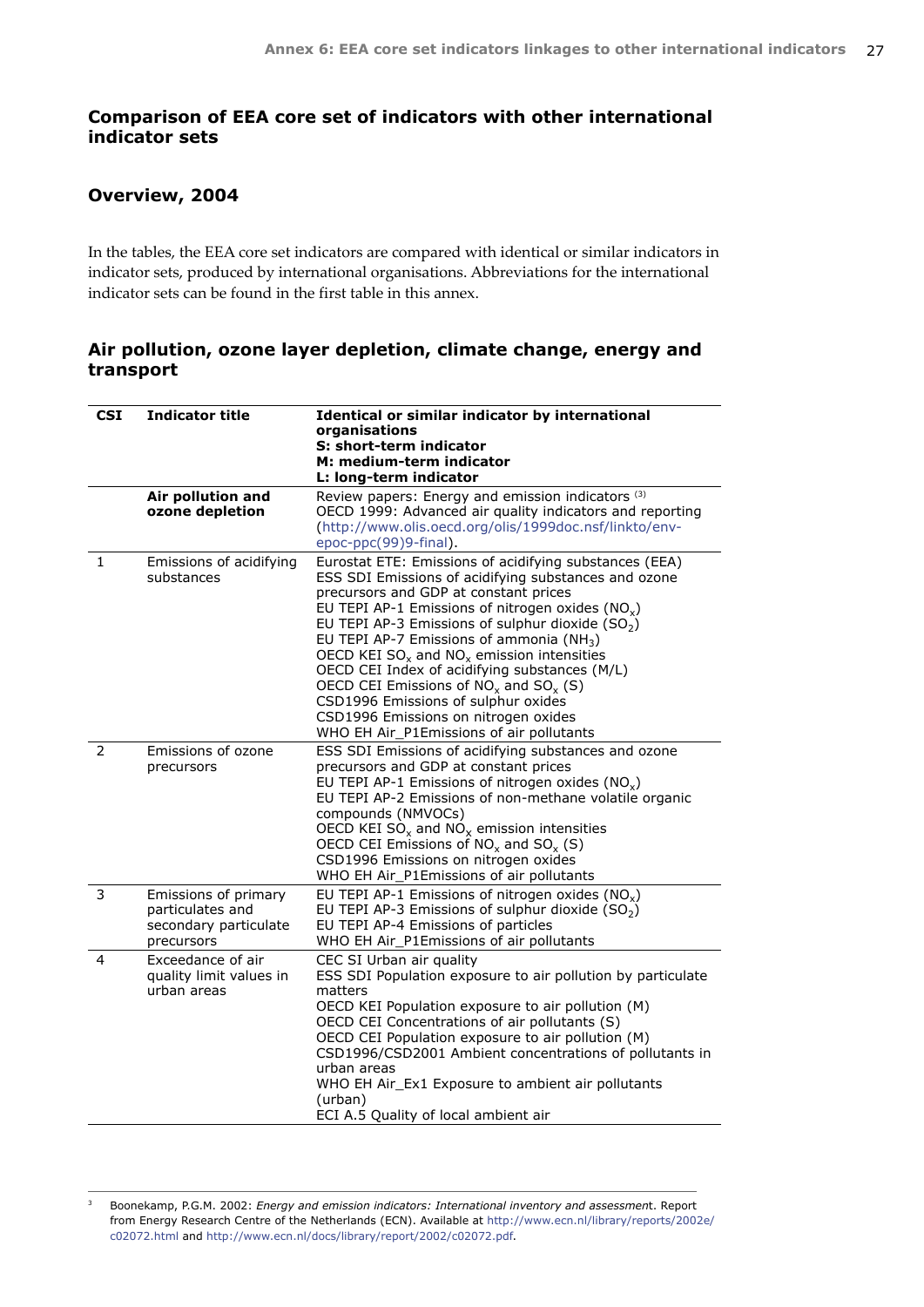## Comparison of EEA core set of indicators with other international indicator sets

### Overview, 2004

In the tables, the EEA core set indicators are compared with identical or similar indicators in indicator sets, produced by international organisations. Abbreviations for the international indicator sets can be found in the first table in this annex.

### Air pollution, ozone layer depletion, climate change, energy and transport

| CSI | Indicator title | Identical or similar indicator by international organisations<br>S: short-term indicator<br>M: medium-term indicator<br>L: long-term indicator |
|---|---|---|
| | **Air pollution and ozone depletion** | Review papers: Energy and emission indicators [3]<br>OECD 1999: Advanced air quality indicators and reporting (http://www.olis.oecd.org/olis/1999doc.nsf/linkto/env-epoc-ppc(99)9-final). |
| 1 | Emissions of acidifying substances | Eurostat ETE: Emissions of acidifying substances (EEA)<br>ESS SDI Emissions of acidifying substances and ozone precursors and GDP at constant prices<br>EU TEPI AP-1 Emissions of nitrogen oxides ($NO_x$)<br>EU TEPI AP-3 Emissions of sulphur dioxide ($SO_2$)<br>EU TEPI AP-7 Emissions of ammonia ($NH_3$)<br>OECD KEI $SO_x$ and $NO_x$ emission intensities<br>OECD CEI Index of acidifying substances (M/L)<br>OECD CEI Emissions of $NO_x$ and $SO_x$ (S)<br>CSD1996 Emissions of sulphur oxides<br>CSD1996 Emissions on nitrogen oxides<br>WHO EH Air_P1Emissions of air pollutants |
| 2 | Emissions of ozone precursors | ESS SDI Emissions of acidifying substances and ozone precursors and GDP at constant prices<br>EU TEPI AP-1 Emissions of nitrogen oxides ($NO_x$)<br>EU TEPI AP-2 Emissions of non-methane volatile organic compounds (NMVOCs)<br>OECD KEI $SO_x$ and $NO_x$ emission intensities<br>OECD CEI Emissions of $NO_x$ and $SO_x$ (S)<br>CSD1996 Emissions on nitrogen oxides<br>WHO EH Air_P1Emissions of air pollutants |
| 3 | Emissions of primary particulates and secondary particulate precursors | EU TEPI AP-1 Emissions of nitrogen oxides ($NO_x$)<br>EU TEPI AP-3 Emissions of sulphur dioxide ($SO_2$)<br>EU TEPI AP-4 Emissions of particles<br>WHO EH Air_P1Emissions of air pollutants |
| 4 | Exceedance of air quality limit values in urban areas | CEC SI Urban air quality<br>ESS SDI Population exposure to air pollution by particulate matters<br>OECD KEI Population exposure to air pollution (M)<br>OECD CEI Concentrations of air pollutants (S)<br>OECD CEI Population exposure to air pollution (M)<br>CSD1996/CSD2001 Ambient concentrations of pollutants in urban areas<br>WHO EH Air_Ex1 Exposure to ambient air pollutants (urban)<br>ECI A.5 Quality of local ambient air |

[3] Boonekamp, P.G.M. 2002: *Energy and emission indicators: International inventory and assessment*. Report from Energy Research Centre of the Netherlands (ECN). Available at http://www.ecn.nl/library/reports/2002e/c02072.html and http://www.ecn.nl/docs/library/report/2002/c02072.pdf.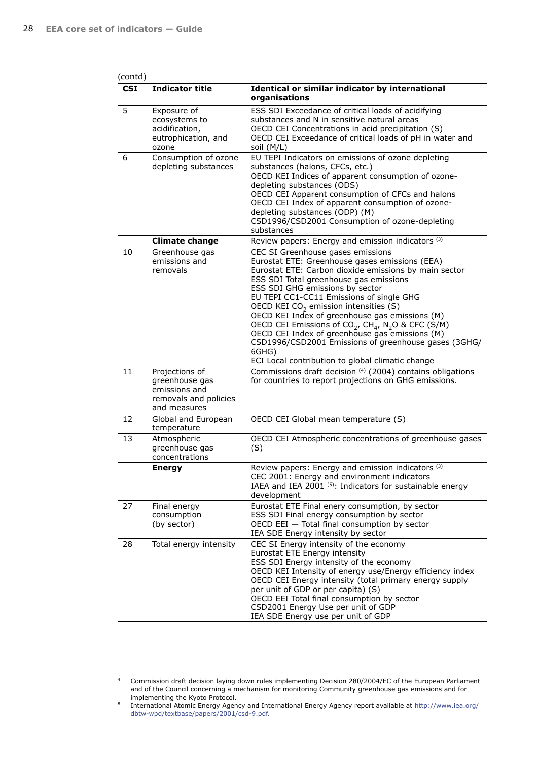(contd)

| CSI | Indicator title | Identical or similar indicator by international organisations |
|---|---|---|
| 5 | Exposure of ecosystems to acidification, eutrophication, and ozone | ESS SDI Exceedance of critical loads of acidifying substances and N in sensitive natural areas<br>OECD CEI Concentrations in acid precipitation (S)<br>OECD CEI Exceedance of critical loads of pH in water and soil (M/L) |
| 6 | Consumption of ozone depleting substances | EU TEPI Indicators on emissions of ozone depleting substances (halons, CFCs, etc.)<br>OECD KEI Indices of apparent consumption of ozone-depleting substances (ODS)<br>OECD CEI Apparent consumption of CFCs and halons<br>OECD CEI Index of apparent consumption of ozone-depleting substances (ODP) (M)<br>CSD1996/CSD2001 Consumption of ozone-depleting substances |
| | **Climate change** | Review papers: Energy and emission indicators (3) |
| 10 | Greenhouse gas emissions and removals | CEC SI Greenhouse gases emissions<br>Eurostat ETE: Greenhouse gases emissions (EEA)<br>Eurostat ETE: Carbon dioxide emissions by main sector<br>ESS SDI Total greenhouse gas emissions<br>ESS SDI GHG emissions by sector<br>EU TEPI CC1-CC11 Emissions of single GHG<br>OECD KEI $CO_2$ emission intensities (S)<br>OECD KEI Index of greenhouse gas emissions (M)<br>OECD CEI Emissions of $CO_2$, $CH_4$, $N_2O$ & CFC (S/M)<br>OECD CEI Index of greenhouse gas emissions (M)<br>CSD1996/CSD2001 Emissions of greenhouse gases (3GHG/6GHG)<br>ECI Local contribution to global climatic change |
| 11 | Projections of greenhouse gas emissions and removals and policies and measures | Commissions draft decision (4) (2004) contains obligations for countries to report projections on GHG emissions. |
| 12 | Global and European temperature | OECD CEI Global mean temperature (S) |
| 13 | Atmospheric greenhouse gas concentrations | OECD CEI Atmospheric concentrations of greenhouse gases (S) |
| | **Energy** | Review papers: Energy and emission indicators (3)<br>CEC 2001: Energy and environment indicators<br>IAEA and IEA 2001 (5): Indicators for sustainable energy development |
| 27 | Final energy consumption (by sector) | Eurostat ETE Final enery consumption, by sector<br>ESS SDI Final energy consumption by sector<br>OECD EEI — Total final consumption by sector<br>IEA SDE Energy intensity by sector |
| 28 | Total energy intensity | CEC SI Energy intensity of the economy<br>Eurostat ETE Energy intensity<br>ESS SDI Energy intensity of the economy<br>OECD KEI Intensity of energy use/Energy efficiency index<br>OECD CEI Energy intensity (total primary energy supply per unit of GDP or per capita) (S)<br>OECD EEI Total final consumption by sector<br>CSD2001 Energy Use per unit of GDP<br>IEA SDE Energy use per unit of GDP |

4 Commission draft decision laying down rules implementing Decision 280/2004/EC of the European Parliament and of the Council concerning a mechanism for monitoring Community greenhouse gas emissions and for implementing the Kyoto Protocol.

5 International Atomic Energy Agency and International Energy Agency report available at http://www.iea.org/dbtw-wpd/textbase/papers/2001/csd-9.pdf.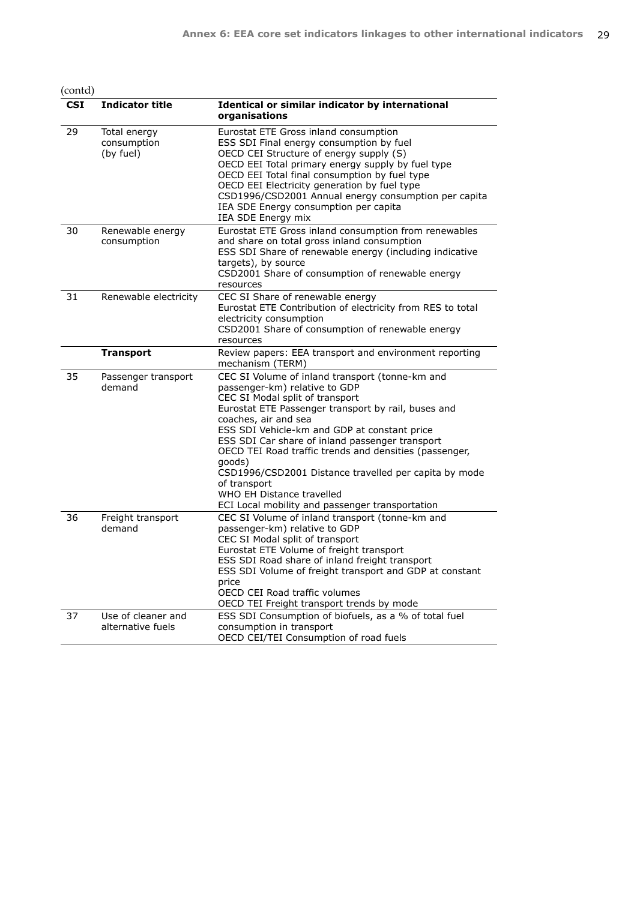(contd)

| CSI | Indicator title | Identical or similar indicator by international organisations |
|---|---|---|
| 29 | Total energy consumption (by fuel) | Eurostat ETE Gross inland consumption<br>ESS SDI Final energy consumption by fuel<br>OECD CEI Structure of energy supply (S)<br>OECD EEI Total primary energy supply by fuel type<br>OECD EEI Total final consumption by fuel type<br>OECD EEI Electricity generation by fuel type<br>CSD1996/CSD2001 Annual energy consumption per capita<br>IEA SDE Energy consumption per capita<br>IEA SDE Energy mix |
| 30 | Renewable energy consumption | Eurostat ETE Gross inland consumption from renewables and share on total gross inland consumption<br>ESS SDI Share of renewable energy (including indicative targets), by source<br>CSD2001 Share of consumption of renewable energy resources |
| 31 | Renewable electricity | CEC SI Share of renewable energy<br>Eurostat ETE Contribution of electricity from RES to total electricity consumption<br>CSD2001 Share of consumption of renewable energy resources |
| | **Transport** | Review papers: EEA transport and environment reporting mechanism (TERM) |
| 35 | Passenger transport demand | CEC SI Volume of inland transport (tonne-km and passenger-km) relative to GDP<br>CEC SI Modal split of transport<br>Eurostat ETE Passenger transport by rail, buses and coaches, air and sea<br>ESS SDI Vehicle-km and GDP at constant price<br>ESS SDI Car share of inland passenger transport<br>OECD TEI Road traffic trends and densities (passenger, goods)<br>CSD1996/CSD2001 Distance travelled per capita by mode of transport<br>WHO EH Distance travelled<br>ECI Local mobility and passenger transportation |
| 36 | Freight transport demand | CEC SI Volume of inland transport (tonne-km and passenger-km) relative to GDP<br>CEC SI Modal split of transport<br>Eurostat ETE Volume of freight transport<br>ESS SDI Road share of inland freight transport<br>ESS SDI Volume of freight transport and GDP at constant price<br>OECD CEI Road traffic volumes<br>OECD TEI Freight transport trends by mode |
| 37 | Use of cleaner and alternative fuels | ESS SDI Consumption of biofuels, as a % of total fuel consumption in transport<br>OECD CEI/TEI Consumption of road fuels |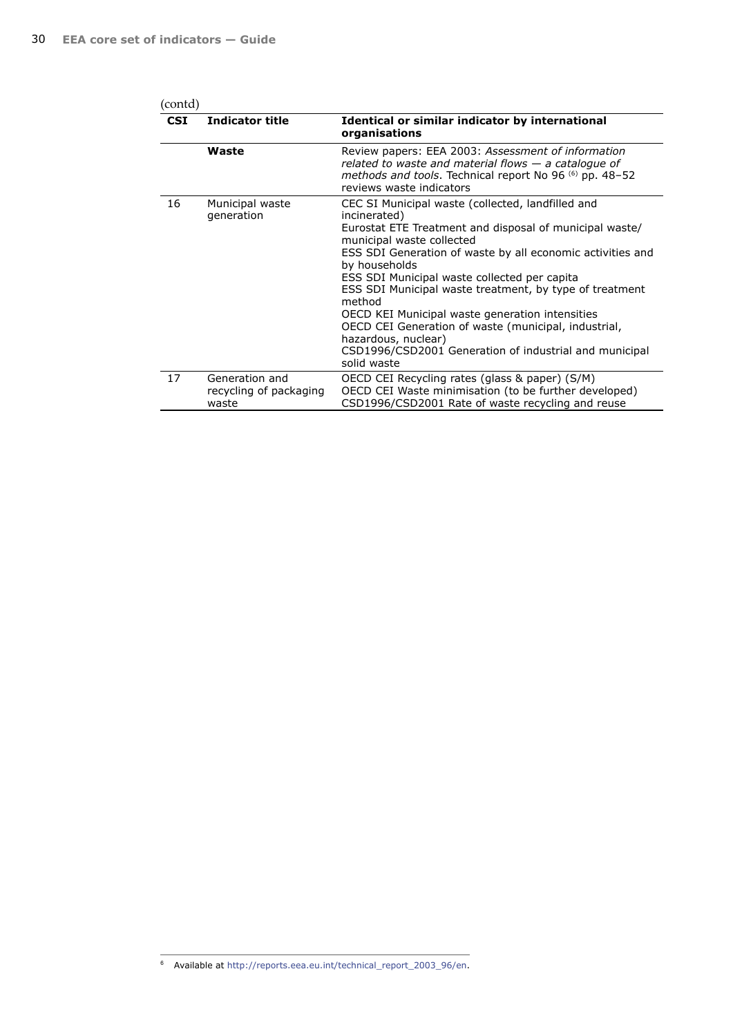(contd)

| CSI | Indicator title | Identical or similar indicator by international organisations |
|---|---|---|
| | **Waste** | Review papers: EEA 2003: *Assessment of information related to waste and material flows — a catalogue of methods and tools*. Technical report No 96 [6] pp. 48–52 reviews waste indicators |
| 16 | Municipal waste generation | CEC SI Municipal waste (collected, landfilled and incinerated)<br>Eurostat ETE Treatment and disposal of municipal waste/ municipal waste collected<br>ESS SDI Generation of waste by all economic activities and by households<br>ESS SDI Municipal waste collected per capita<br>ESS SDI Municipal waste treatment, by type of treatment method<br>OECD KEI Municipal waste generation intensities<br>OECD CEI Generation of waste (municipal, industrial, hazardous, nuclear)<br>CSD1996/CSD2001 Generation of industrial and municipal solid waste |
| 17 | Generation and recycling of packaging waste | OECD CEI Recycling rates (glass & paper) (S/M)<br>OECD CEI Waste minimisation (to be further developed)<br>CSD1996/CSD2001 Rate of waste recycling and reuse |

[6] Available at http://reports.eea.eu.int/technical_report_2003_96/en.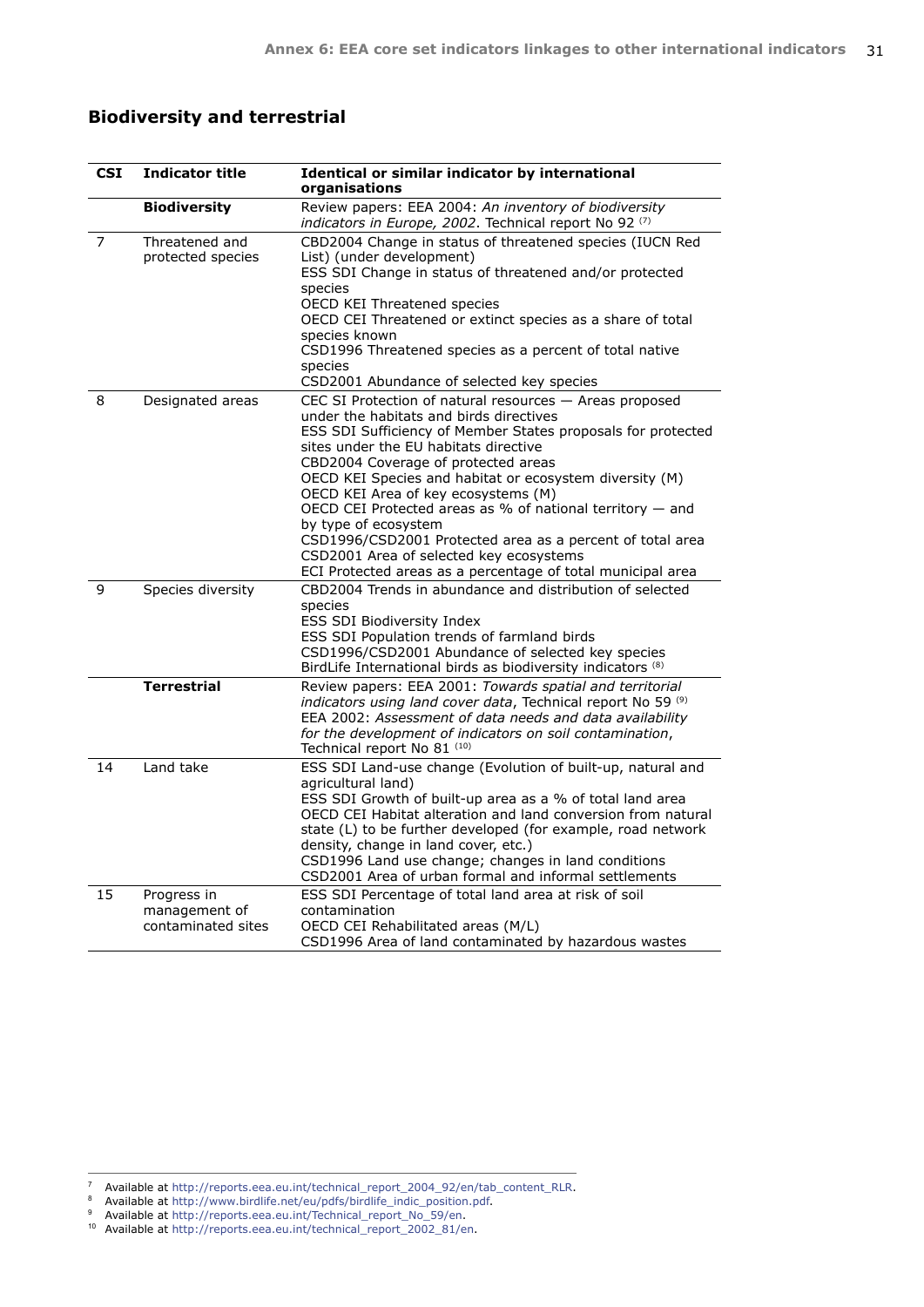## Biodiversity and terrestrial

| CSI | Indicator title | Identical or similar indicator by international organisations |
|---|---|---|
| | **Biodiversity** | Review papers: EEA 2004: *An inventory of biodiversity indicators in Europe, 2002*. Technical report No 92 [7] |
| 7 | Threatened and protected species | CBD2004 Change in status of threatened species (IUCN Red List) (under development)<br>ESS SDI Change in status of threatened and/or protected species<br>OECD KEI Threatened species<br>OECD CEI Threatened or extinct species as a share of total species known<br>CSD1996 Threatened species as a percent of total native species<br>CSD2001 Abundance of selected key species |
| 8 | Designated areas | CEC SI Protection of natural resources — Areas proposed under the habitats and birds directives<br>ESS SDI Sufficiency of Member States proposals for protected sites under the EU habitats directive<br>CBD2004 Coverage of protected areas<br>OECD KEI Species and habitat or ecosystem diversity (M)<br>OECD KEI Area of key ecosystems (M)<br>OECD CEI Protected areas as % of national territory — and by type of ecosystem<br>CSD1996/CSD2001 Protected area as a percent of total area<br>CSD2001 Area of selected key ecosystems<br>ECI Protected areas as a percentage of total municipal area |
| 9 | Species diversity | CBD2004 Trends in abundance and distribution of selected species<br>ESS SDI Biodiversity Index<br>ESS SDI Population trends of farmland birds<br>CSD1996/CSD2001 Abundance of selected key species<br>BirdLife International birds as biodiversity indicators [8] |
| | **Terrestrial** | Review papers: EEA 2001: *Towards spatial and territorial indicators using land cover data*, Technical report No 59 [9]<br>EEA 2002: *Assessment of data needs and data availability for the development of indicators on soil contamination*, Technical report No 81 [10] |
| 14 | Land take | ESS SDI Land-use change (Evolution of built-up, natural and agricultural land)<br>ESS SDI Growth of built-up area as a % of total land area<br>OECD CEI Habitat alteration and land conversion from natural state (L) to be further developed (for example, road network density, change in land cover, etc.)<br>CSD1996 Land use change; changes in land conditions<br>CSD2001 Area of urban formal and informal settlements |
| 15 | Progress in management of contaminated sites | ESS SDI Percentage of total land area at risk of soil contamination<br>OECD CEI Rehabilitated areas (M/L)<br>CSD1996 Area of land contaminated by hazardous wastes |

[7] Available at http://reports.eea.eu.int/technical_report_2004_92/en/tab_content_RLR.
[8] Available at http://www.birdlife.net/eu/pdfs/birdlife_indic_position.pdf.
[9] Available at http://reports.eea.eu.int/Technical_report_No_59/en.
[10] Available at http://reports.eea.eu.int/technical_report_2002_81/en.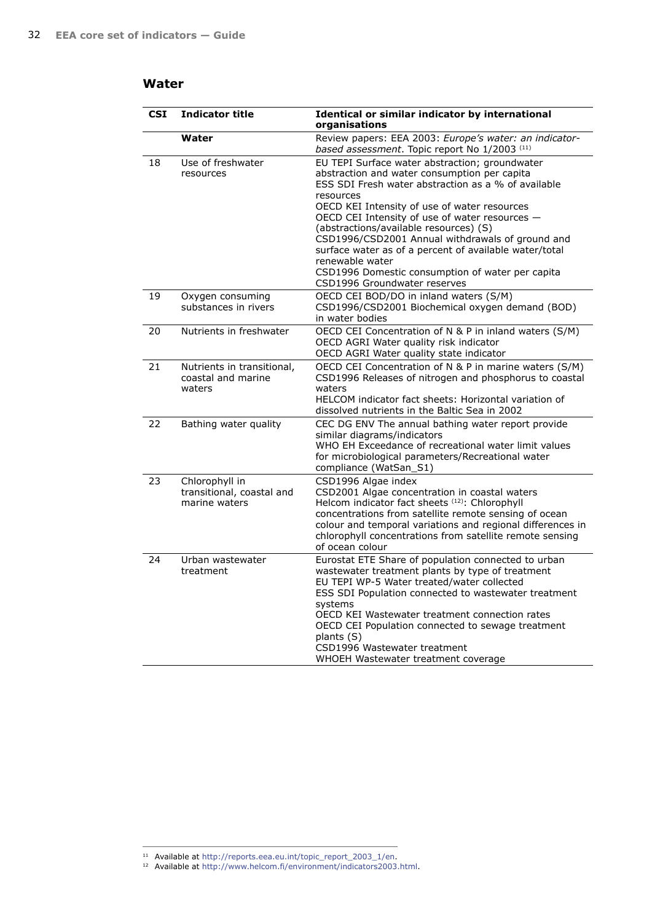## Water

| CSI | Indicator title | Identical or similar indicator by international organisations |
|---|---|---|
| | **Water** | Review papers: EEA 2003: *Europe's water: an indicator-based assessment*. Topic report No 1/2003 [11] |
| 18 | Use of freshwater resources | EU TEPI Surface water abstraction; groundwater abstraction and water consumption per capita<br>ESS SDI Fresh water abstraction as a % of available resources<br>OECD KEI Intensity of use of water resources<br>OECD CEI Intensity of use of water resources — (abstractions/available resources) (S)<br>CSD1996/CSD2001 Annual withdrawals of ground and surface water as of a percent of available water/total renewable water<br>CSD1996 Domestic consumption of water per capita<br>CSD1996 Groundwater reserves |
| 19 | Oxygen consuming substances in rivers | OECD CEI BOD/DO in inland waters (S/M)<br>CSD1996/CSD2001 Biochemical oxygen demand (BOD) in water bodies |
| 20 | Nutrients in freshwater | OECD CEI Concentration of N & P in inland waters (S/M)<br>OECD AGRI Water quality risk indicator<br>OECD AGRI Water quality state indicator |
| 21 | Nutrients in transitional, coastal and marine waters | OECD CEI Concentration of N & P in marine waters (S/M)<br>CSD1996 Releases of nitrogen and phosphorus to coastal waters<br>HELCOM indicator fact sheets: Horizontal variation of dissolved nutrients in the Baltic Sea in 2002 |
| 22 | Bathing water quality | CEC DG ENV The annual bathing water report provide similar diagrams/indicators<br>WHO EH Exceedance of recreational water limit values for microbiological parameters/Recreational water compliance (WatSan_S1) |
| 23 | Chlorophyll in transitional, coastal and marine waters | CSD1996 Algae index<br>CSD2001 Algae concentration in coastal waters<br>Helcom indicator fact sheets [12]: Chlorophyll concentrations from satellite remote sensing of ocean colour and temporal variations and regional differences in chlorophyll concentrations from satellite remote sensing of ocean colour |
| 24 | Urban wastewater treatment | Eurostat ETE Share of population connected to urban wastewater treatment plants by type of treatment<br>EU TEPI WP-5 Water treated/water collected<br>ESS SDI Population connected to wastewater treatment systems<br>OECD KEI Wastewater treatment connection rates<br>OECD CEI Population connected to sewage treatment plants (S)<br>CSD1996 Wastewater treatment<br>WHOEH Wastewater treatment coverage |

[11] Available at http://reports.eea.eu.int/topic_report_2003_1/en.

[12] Available at http://www.helcom.fi/environment/indicators2003.html.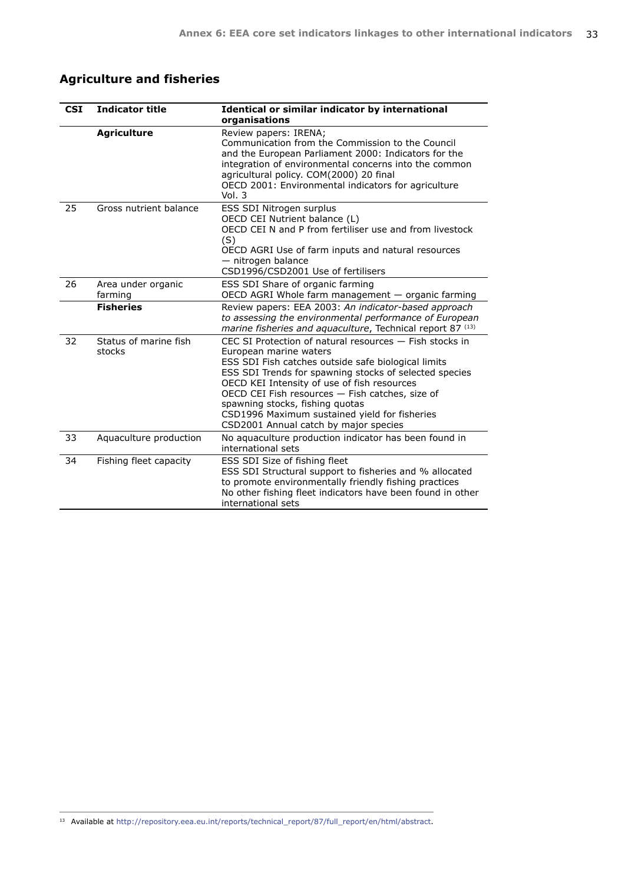## Agriculture and fisheries

| CSI | Indicator title | Identical or similar indicator by international organisations |
|---|---|---|
| | **Agriculture** | Review papers: IRENA;<br>Communication from the Commission to the Council and the European Parliament 2000: Indicators for the integration of environmental concerns into the common agricultural policy. COM(2000) 20 final<br>OECD 2001: Environmental indicators for agriculture Vol. 3 |
| 25 | Gross nutrient balance | ESS SDI Nitrogen surplus<br>OECD CEI Nutrient balance (L)<br>OECD CEI N and P from fertiliser use and from livestock (S)<br>OECD AGRI Use of farm inputs and natural resources — nitrogen balance<br>CSD1996/CSD2001 Use of fertilisers |
| 26 | Area under organic farming | ESS SDI Share of organic farming<br>OECD AGRI Whole farm management — organic farming |
| | **Fisheries** | Review papers: EEA 2003: *An indicator-based approach to assessing the environmental performance of European marine fisheries and aquaculture*, Technical report 87 [13] |
| 32 | Status of marine fish stocks | CEC SI Protection of natural resources — Fish stocks in European marine waters<br>ESS SDI Fish catches outside safe biological limits<br>ESS SDI Trends for spawning stocks of selected species<br>OECD KEI Intensity of use of fish resources<br>OECD CEI Fish resources — Fish catches, size of spawning stocks, fishing quotas<br>CSD1996 Maximum sustained yield for fisheries<br>CSD2001 Annual catch by major species |
| 33 | Aquaculture production | No aquaculture production indicator has been found in international sets |
| 34 | Fishing fleet capacity | ESS SDI Size of fishing fleet<br>ESS SDI Structural support to fisheries and % allocated to promote environmentally friendly fishing practices<br>No other fishing fleet indicators have been found in other international sets |

[13] Available at http://repository.eea.eu.int/reports/technical_report/87/full_report/en/html/abstract.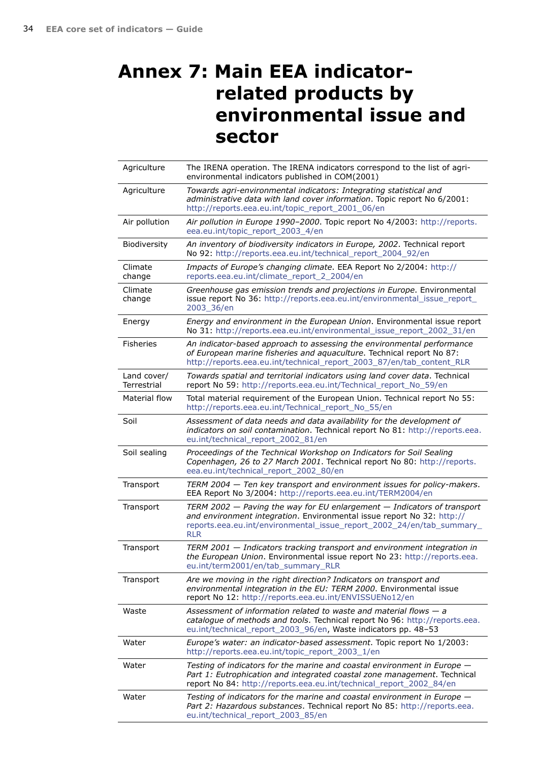# Annex 7: Main EEA indicator-related products by environmental issue and sector

| | |
|---|---|
| Agriculture | The IRENA operation. The IRENA indicators correspond to the list of agri-environmental indicators published in COM(2001) |
| Agriculture | *Towards agri-environmental indicators: Integrating statistical and administrative data with land cover information*. Topic report No 6/2001: http://reports.eea.eu.int/topic_report_2001_06/en |
| Air pollution | *Air pollution in Europe 1990–2000*. Topic report No 4/2003: http://reports.eea.eu.int/topic_report_2003_4/en |
| Biodiversity | *An inventory of biodiversity indicators in Europe, 2002*. Technical report No 92: http://reports.eea.eu.int/technical_report_2004_92/en |
| Climate change | *Impacts of Europe's changing climate*. EEA Report No 2/2004: http://reports.eea.eu.int/climate_report_2_2004/en |
| Climate change | *Greenhouse gas emission trends and projections in Europe*. Environmental issue report No 36: http://reports.eea.eu.int/environmental_issue_report_2003_36/en |
| Energy | *Energy and environment in the European Union*. Environmental issue report No 31: http://reports.eea.eu.int/environmental_issue_report_2002_31/en |
| Fisheries | *An indicator-based approach to assessing the environmental performance of European marine fisheries and aquaculture*. Technical report No 87: http://reports.eea.eu.int/technical_report_2003_87/en/tab_content_RLR |
| Land cover/ Terrestrial | *Towards spatial and territorial indicators using land cover data*. Technical report No 59: http://reports.eea.eu.int/Technical_report_No_59/en |
| Material flow | Total material requirement of the European Union. Technical report No 55: http://reports.eea.eu.int/Technical_report_No_55/en |
| Soil | *Assessment of data needs and data availability for the development of indicators on soil contamination*. Technical report No 81: http://reports.eea.eu.int/technical_report_2002_81/en |
| Soil sealing | *Proceedings of the Technical Workshop on Indicators for Soil Sealing Copenhagen, 26 to 27 March 2001*. Technical report No 80: http://reports.eea.eu.int/technical_report_2002_80/en |
| Transport | *TERM 2004 — Ten key transport and environment issues for policy-makers*. EEA Report No 3/2004: http://reports.eea.eu.int/TERM2004/en |
| Transport | *TERM 2002 — Paving the way for EU enlargement — Indicators of transport and environment integration*. Environmental issue report No 32: http://reports.eea.eu.int/environmental_issue_report_2002_24/en/tab_summary_RLR |
| Transport | *TERM 2001 — Indicators tracking transport and environment integration in the European Union*. Environmental issue report No 23: http://reports.eea.eu.int/term2001/en/tab_summary_RLR |
| Transport | *Are we moving in the right direction? Indicators on transport and environmental integration in the EU: TERM 2000*. Environmental issue report No 12: http://reports.eea.eu.int/ENVISSUENo12/en |
| Waste | *Assessment of information related to waste and material flows — a catalogue of methods and tools*. Technical report No 96: http://reports.eea.eu.int/technical_report_2003_96/en, Waste indicators pp. 48–53 |
| Water | *Europe's water: an indicator-based assessment*. Topic report No 1/2003: http://reports.eea.eu.int/topic_report_2003_1/en |
| Water | *Testing of indicators for the marine and coastal environment in Europe — Part 1: Eutrophication and integrated coastal zone management*. Technical report No 84: http://reports.eea.eu.int/technical_report_2002_84/en |
| Water | *Testing of indicators for the marine and coastal environment in Europe — Part 2: Hazardous substances*. Technical report No 85: http://reports.eea.eu.int/technical_report_2003_85/en |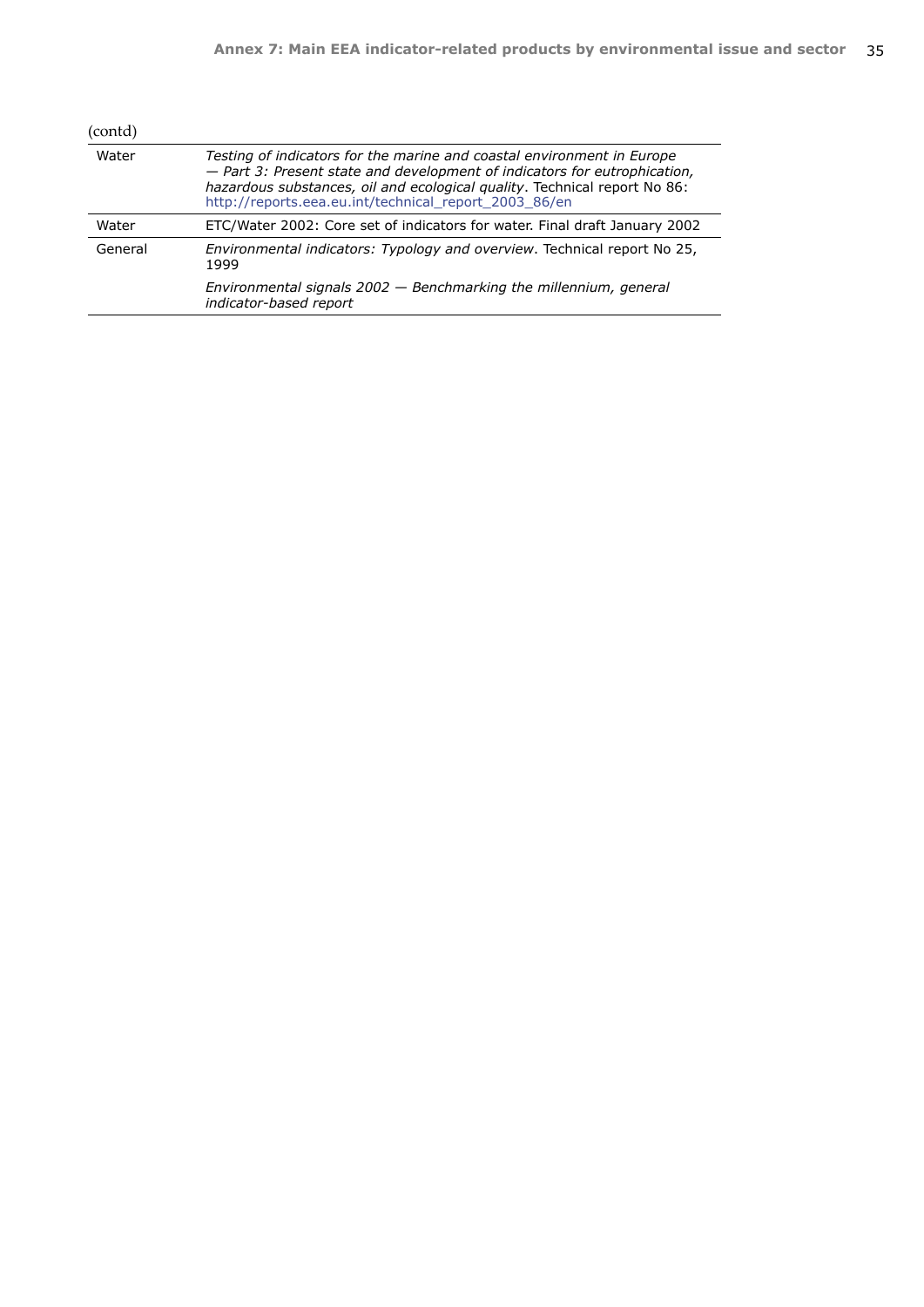(contd)

| | |
|---|---|
| Water | *Testing of indicators for the marine and coastal environment in Europe — Part 3: Present state and development of indicators for eutrophication, hazardous substances, oil and ecological quality*. Technical report No 86: http://reports.eea.eu.int/technical_report_2003_86/en |
| Water | ETC/Water 2002: Core set of indicators for water. Final draft January 2002 |
| General | *Environmental indicators: Typology and overview*. Technical report No 25, 1999 |
| | *Environmental signals 2002 — Benchmarking the millennium, general indicator-based report* |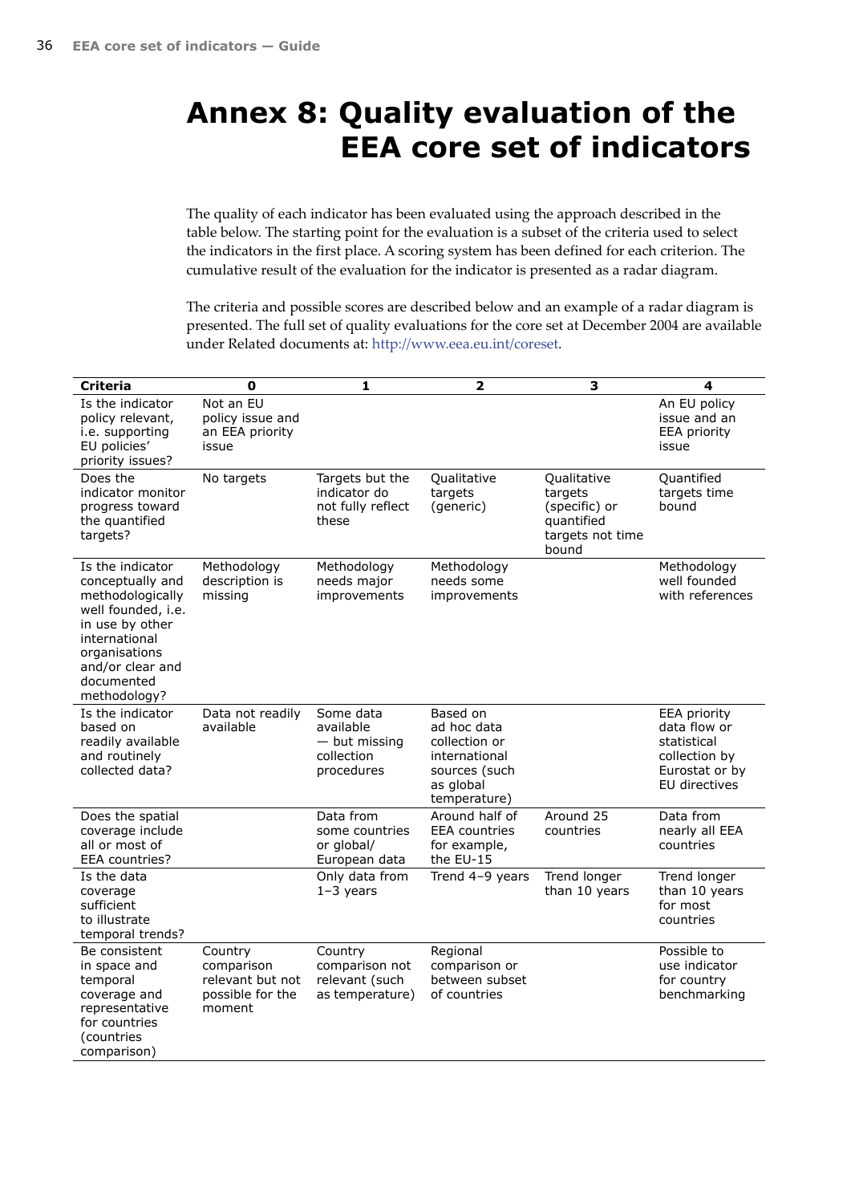# Annex 8: Quality evaluation of the EEA core set of indicators

The quality of each indicator has been evaluated using the approach described in the table below. The starting point for the evaluation is a subset of the criteria used to select the indicators in the first place. A scoring system has been defined for each criterion. The cumulative result of the evaluation for the indicator is presented as a radar diagram.

The criteria and possible scores are described below and an example of a radar diagram is presented. The full set of quality evaluations for the core set at December 2004 are available under Related documents at: http://www.eea.eu.int/coreset.

| Criteria | 0 | 1 | 2 | 3 | 4 |
|---|---|---|---|---|---|
| Is the indicator policy relevant, i.e. supporting EU policies' priority issues? | Not an EU policy issue and an EEA priority issue | | | | An EU policy issue and an EEA priority issue |
| Does the indicator monitor progress toward the quantified targets? | No targets | Targets but the indicator do not fully reflect these | Qualitative targets (generic) | Qualitative targets (specific) or quantified targets not time bound | Quantified targets time bound |
| Is the indicator conceptually and methodologically well founded, i.e. in use by other international organisations and/or clear and documented methodology? | Methodology description is missing | Methodology needs major improvements | Methodology needs some improvements | | Methodology well founded with references |
| Is the indicator based on readily available and routinely collected data? | Data not readily available | Some data available — but missing collection procedures | Based on ad hoc data collection or international sources (such as global temperature) | | EEA priority data flow or statistical collection by Eurostat or by EU directives |
| Does the spatial coverage include all or most of EEA countries? | | Data from some countries or global/ European data | Around half of EEA countries for example, the EU-15 | Around 25 countries | Data from nearly all EEA countries |
| Is the data coverage sufficient to illustrate temporal trends? | | Only data from 1–3 years | Trend 4–9 years | Trend longer than 10 years | Trend longer than 10 years for most countries |
| Be consistent in space and temporal coverage and representative for countries (countries comparison) | Country comparison relevant but not possible for the moment | Country comparison not relevant (such as temperature) | Regional comparison or between subset of countries | | Possible to use indicator for country benchmarking |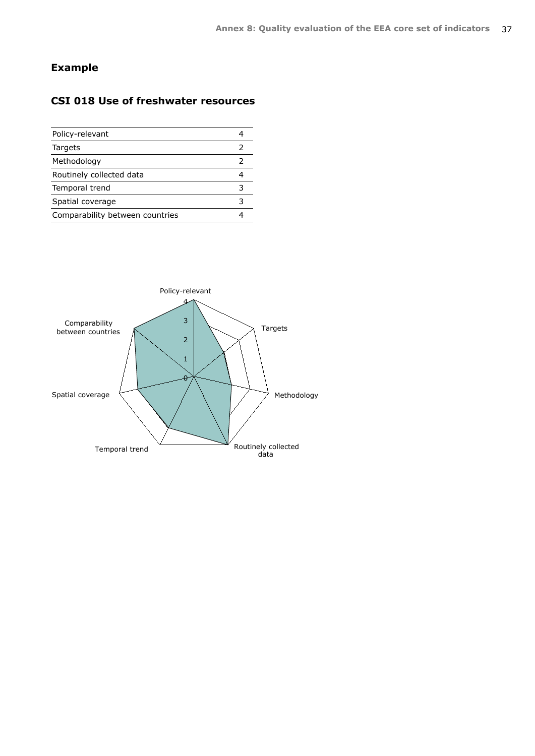## Example

### CSI 018 Use of freshwater resources

| | |
|---|---|
| Policy-relevant | 4 |
| Targets | 2 |
| Methodology | 2 |
| Routinely collected data | 4 |
| Temporal trend | 3 |
| Spatial coverage | 3 |
| Comparability between countries | 4 |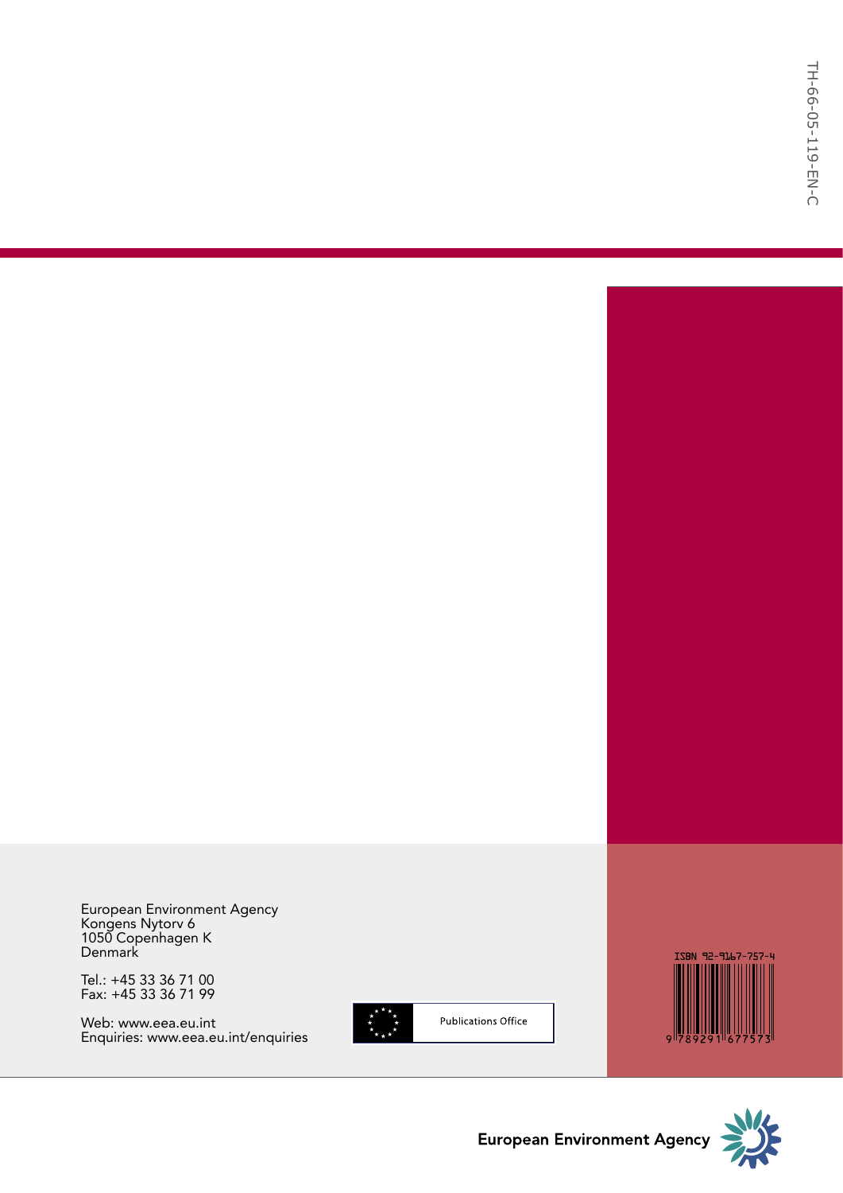TH-66-05-119-EN-C

European Environment Agency
Kongens Nytorv 6
1050 Copenhagen K
Denmark

Tel.: +45 33 36 71 00
Fax: +45 33 36 71 99

Web: www.eea.eu.int
Enquiries: www.eea.eu.int/enquiries

Publications Office

ISBN 92-9167-757-4

9 789291 677573

European Environment Agency